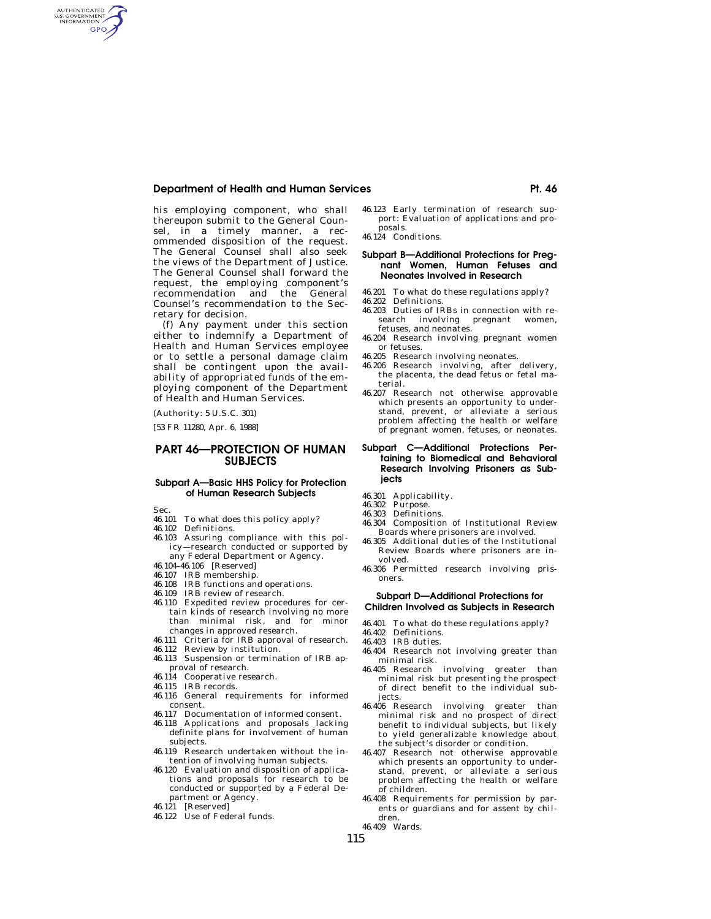his employing component, who shall thereupon submit to the General Counsel, in a timely manner, a recommended disposition of the request. The General Counsel shall also seek the views of the Department of Justice. The General Counsel shall forward the request, the employing component's recommendation and the General Counsel's recommendation to the Secretary for decision.

(f) Any payment under this section either to indemnify a Department of Health and Human Services employee or to settle a personal damage claim shall be contingent upon the availability of appropriated funds of the employing component of the Department of Health and Human Services.

(Authority: 5 U.S.C. 301)

[53 FR 11280, Apr. 6, 1988]

# PART 46—PROTECTION OF HUMAN SUBJECTS

## Subpart A—Basic HHS Policy for Protection of Human Research Subjects

Sec.
- 46.101 To what does this policy apply?
- 46.102 Definitions.
- 46.103 Assuring compliance with this policy—research conducted or supported by any Federal Department or Agency.
- 46.104–46.106 [Reserved]
- 46.107 IRB membership.
- 46.108 IRB functions and operations.
- 46.109 IRB review of research.
- 46.110 Expedited review procedures for certain kinds of research involving no more than minimal risk, and for minor changes in approved research.
- 46.111 Criteria for IRB approval of research.
- 46.112 Review by institution.
- 46.113 Suspension or termination of IRB approval of research.
- 46.114 Cooperative research.
- 46.115 IRB records.
- 46.116 General requirements for informed consent.
- 46.117 Documentation of informed consent.
- 46.118 Applications and proposals lacking definite plans for involvement of human subjects.
- 46.119 Research undertaken without the intention of involving human subjects.
- 46.120 Evaluation and disposition of applications and proposals for research to be conducted or supported by a Federal Department or Agency.
- 46.121 [Reserved]
- 46.122 Use of Federal funds.
- 46.123 Early termination of research support: Evaluation of applications and proposals.
- 46.124 Conditions.

## Subpart B—Additional Protections for Pregnant Women, Human Fetuses and Neonates Involved in Research

- 46.201 To what do these regulations apply?
- 46.202 Definitions.
- 46.203 Duties of IRBs in connection with research involving pregnant women, fetuses, and neonates.
- 46.204 Research involving pregnant women or fetuses.
- 46.205 Research involving neonates.
- 46.206 Research involving, after delivery, the placenta, the dead fetus or fetal material.
- 46.207 Research not otherwise approvable which presents an opportunity to understand, prevent, or alleviate a serious problem affecting the health or welfare of pregnant women, fetuses, or neonates.

## Subpart C—Additional Protections Pertaining to Biomedical and Behavioral Research Involving Prisoners as Subjects

- 46.301 Applicability.
- 46.302 Purpose.
- 46.303 Definitions.
- 46.304 Composition of Institutional Review Boards where prisoners are involved.
- 46.305 Additional duties of the Institutional Review Boards where prisoners are involved.
- 46.306 Permitted research involving prisoners.

## Subpart D—Additional Protections for Children Involved as Subjects in Research

- 46.401 To what do these regulations apply?
- 46.402 Definitions.
- 46.403 IRB duties.
- 46.404 Research not involving greater than minimal risk.
- 46.405 Research involving greater than minimal risk but presenting the prospect of direct benefit to the individual subjects.
- 46.406 Research involving greater than minimal risk and no prospect of direct benefit to individual subjects, but likely to yield generalizable knowledge about the subject's disorder or condition.
- 46.407 Research not otherwise approvable which presents an opportunity to understand, prevent, or alleviate a serious problem affecting the health or welfare of children.
- 46.408 Requirements for permission by parents or guardians and for assent by children.
- 46.409 Wards.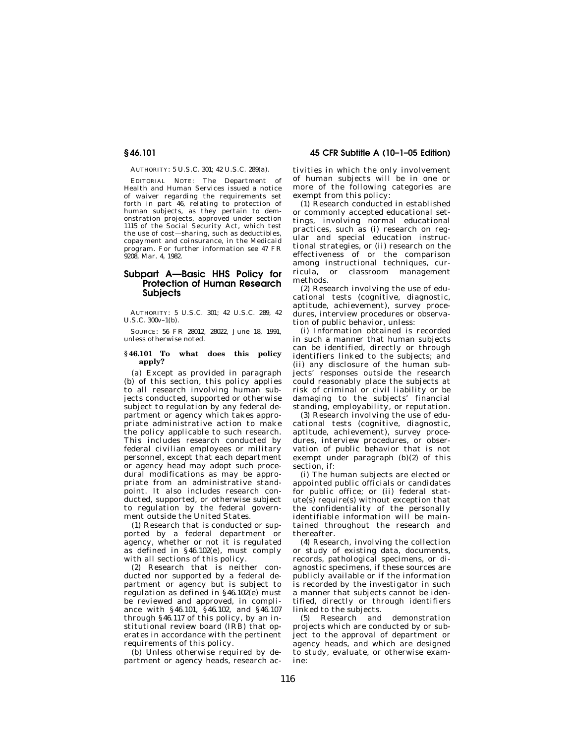AUTHORITY: 5 U.S.C. 301; 42 U.S.C. 289(a).

EDITORIAL NOTE: The Department of Health and Human Services issued a notice of waiver regarding the requirements set forth in part 46, relating to protection of human subjects, as they pertain to demonstration projects, approved under section 1115 of the Social Security Act, which test the use of cost—sharing, such as deductibles, copayment and coinsurance, in the Medicaid program. For further information see 47 FR 9208, Mar. 4, 1982.

## Subpart A—Basic HHS Policy for Protection of Human Research Subjects

AUTHORITY: 5 U.S.C. 301; 42 U.S.C. 289, 42 U.S.C. 300v–1(b).

SOURCE: 56 FR 28012, 28022, June 18, 1991, unless otherwise noted.

### § 46.101 To what does this policy apply?

(a) Except as provided in paragraph (b) of this section, this policy applies to all research involving human subjects conducted, supported or otherwise subject to regulation by any federal department or agency which takes appropriate administrative action to make the policy applicable to such research. This includes research conducted by federal civilian employees or military personnel, except that each department or agency head may adopt such procedural modifications as may be appropriate from an administrative standpoint. It also includes research conducted, supported, or otherwise subject to regulation by the federal government outside the United States.

(1) Research that is conducted or supported by a federal department or agency, whether or not it is regulated as defined in §46.102(e), must comply with all sections of this policy.

(2) Research that is neither conducted nor supported by a federal department or agency but is subject to regulation as defined in §46.102(e) must be reviewed and approved, in compliance with §46.101, §46.102, and §46.107 through §46.117 of this policy, by an institutional review board (IRB) that operates in accordance with the pertinent requirements of this policy.

(b) Unless otherwise required by department or agency heads, research activities in which the only involvement of human subjects will be in one or more of the following categories are exempt from this policy:

(1) Research conducted in established or commonly accepted educational settings, involving normal educational practices, such as (i) research on regular and special education instructional strategies, or (ii) research on the effectiveness of or the comparison among instructional techniques, curricula, or classroom management methods.

(2) Research involving the use of educational tests (cognitive, diagnostic, aptitude, achievement), survey procedures, interview procedures or observation of public behavior, unless:

(i) Information obtained is recorded in such a manner that human subjects can be identified, directly or through identifiers linked to the subjects; and (ii) any disclosure of the human subjects' responses outside the research could reasonably place the subjects at risk of criminal or civil liability or be damaging to the subjects' financial standing, employability, or reputation.

(3) Research involving the use of educational tests (cognitive, diagnostic, aptitude, achievement), survey procedures, interview procedures, or observation of public behavior that is not exempt under paragraph (b)(2) of this section, if:

(i) The human subjects are elected or appointed public officials or candidates for public office; or (ii) federal statute(s) require(s) without exception that the confidentiality of the personally identifiable information will be maintained throughout the research and thereafter.

(4) Research, involving the collection or study of existing data, documents, records, pathological specimens, or diagnostic specimens, if these sources are publicly available or if the information is recorded by the investigator in such a manner that subjects cannot be identified, directly or through identifiers linked to the subjects.

(5) Research and demonstration projects which are conducted by or subject to the approval of department or agency heads, and which are designed to study, evaluate, or otherwise examine: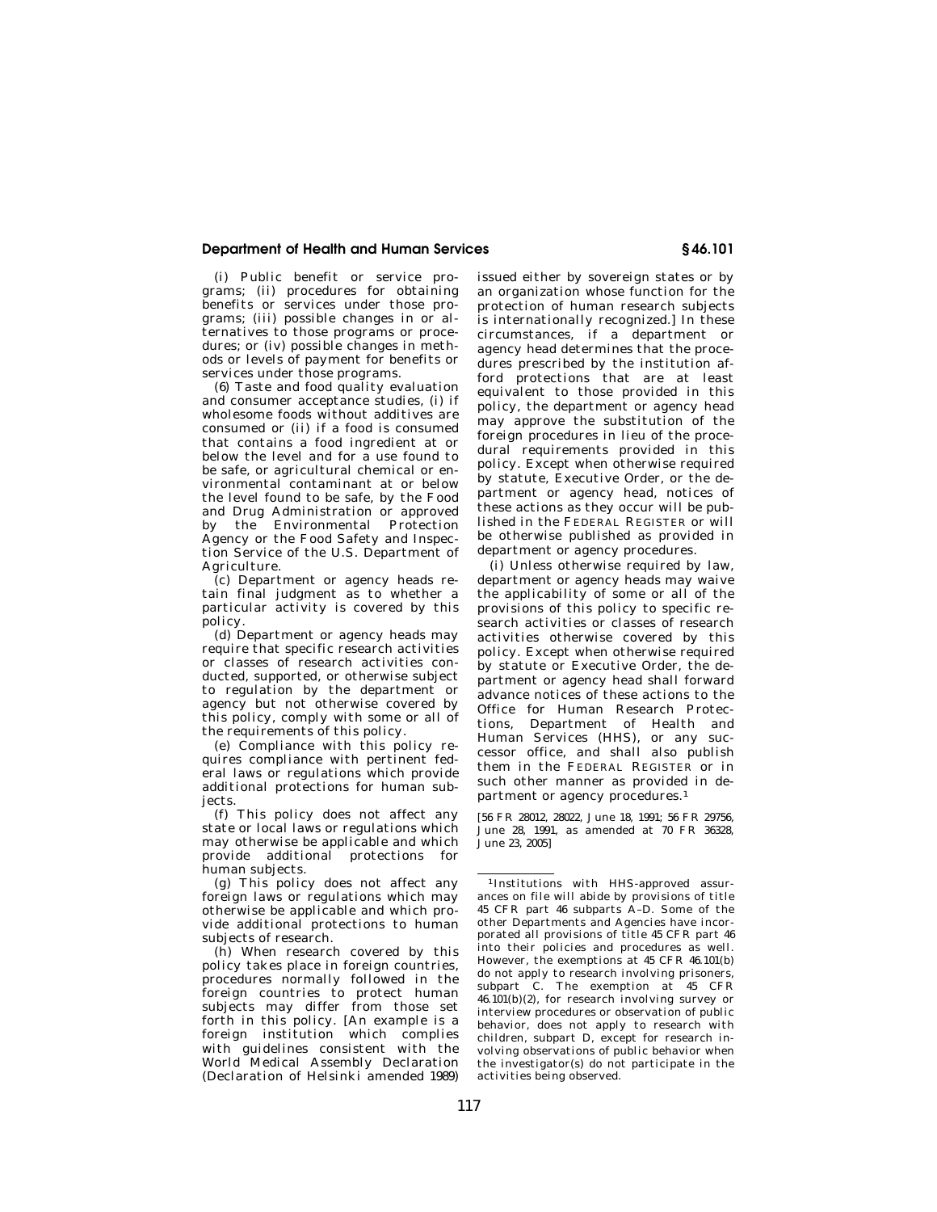(i) Public benefit or service programs; (ii) procedures for obtaining benefits or services under those programs; (iii) possible changes in or alternatives to those programs or procedures; or (iv) possible changes in methods or levels of payment for benefits or services under those programs.

(6) Taste and food quality evaluation and consumer acceptance studies, (i) if wholesome foods without additives are consumed or (ii) if a food is consumed that contains a food ingredient at or below the level and for a use found to be safe, or agricultural chemical or environmental contaminant at or below the level found to be safe, by the Food and Drug Administration or approved by the Environmental Protection Agency or the Food Safety and Inspection Service of the U.S. Department of Agriculture.

(c) Department or agency heads retain final judgment as to whether a particular activity is covered by this policy.

(d) Department or agency heads may require that specific research activities or classes of research activities conducted, supported, or otherwise subject to regulation by the department or agency but not otherwise covered by this policy, comply with some or all of the requirements of this policy.

(e) Compliance with this policy requires compliance with pertinent federal laws or regulations which provide additional protections for human subjects.

(f) This policy does not affect any state or local laws or regulations which may otherwise be applicable and which provide additional protections for human subjects.

(g) This policy does not affect any foreign laws or regulations which may otherwise be applicable and which provide additional protections to human subjects of research.

(h) When research covered by this policy takes place in foreign countries, procedures normally followed in the foreign countries to protect human subjects may differ from those set forth in this policy. [An example is a foreign institution which complies with guidelines consistent with the World Medical Assembly Declaration (Declaration of Helsinki amended 1989) issued either by sovereign states or by an organization whose function for the protection of human research subjects is internationally recognized.] In these circumstances, if a department or agency head determines that the procedures prescribed by the institution afford protections that are at least equivalent to those provided in this policy, the department or agency head may approve the substitution of the foreign procedures in lieu of the procedural requirements provided in this policy. Except when otherwise required by statute, Executive Order, or the department or agency head, notices of these actions as they occur will be published in the FEDERAL REGISTER or will be otherwise published as provided in department or agency procedures.

(i) Unless otherwise required by law, department or agency heads may waive the applicability of some or all of the provisions of this policy to specific research activities or classes of research activities otherwise covered by this policy. Except when otherwise required by statute or Executive Order, the department or agency head shall forward advance notices of these actions to the Office for Human Research Protections, Department of Health and Human Services (HHS), or any successor office, and shall also publish them in the FEDERAL REGISTER or in such other manner as provided in department or agency procedures.[1]

[56 FR 28012, 28022, June 18, 1991; 56 FR 29756, June 28, 1991, as amended at 70 FR 36328, June 23, 2005]

---

[1] Institutions with HHS-approved assurances on file will abide by provisions of title 45 CFR part 46 subparts A–D. Some of the other Departments and Agencies have incorporated all provisions of title 45 CFR part 46 into their policies and procedures as well. However, the exemptions at 45 CFR 46.101(b) do not apply to research involving prisoners, subpart C. The exemption at 45 CFR 46.101(b)(2), for research involving survey or interview procedures or observation of public behavior, does not apply to research with children, subpart D, except for research involving observations of public behavior when the investigator(s) do not participate in the activities being observed.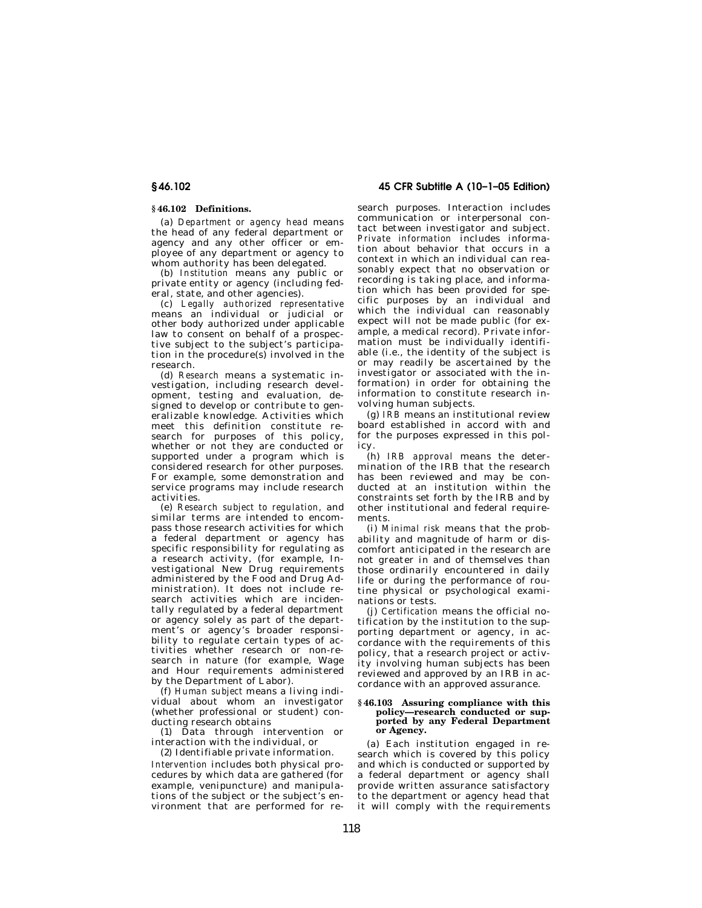## § 46.102 Definitions.

(a) *Department or agency head* means the head of any federal department or agency and any other officer or employee of any department or agency to whom authority has been delegated.

(b) *Institution* means any public or private entity or agency (including federal, state, and other agencies).

(c) *Legally authorized representative* means an individual or judicial or other body authorized under applicable law to consent on behalf of a prospective subject to the subject's participation in the procedure(s) involved in the research.

(d) *Research* means a systematic investigation, including research development, testing and evaluation, designed to develop or contribute to generalizable knowledge. Activities which meet this definition constitute research for purposes of this policy, whether or not they are conducted or supported under a program which is considered research for other purposes. For example, some demonstration and service programs may include research activities.

(e) *Research subject to regulation,* and similar terms are intended to encompass those research activities for which a federal department or agency has specific responsibility for regulating as a research activity, (for example, Investigational New Drug requirements administered by the Food and Drug Administration). It does not include research activities which are incidentally regulated by a federal department or agency solely as part of the department's or agency's broader responsibility to regulate certain types of activities whether research or non-research in nature (for example, Wage and Hour requirements administered by the Department of Labor).

(f) *Human subject* means a living individual about whom an investigator (whether professional or student) conducting research obtains

(1) Data through intervention or interaction with the individual, or

(2) Identifiable private information.

*Intervention* includes both physical procedures by which data are gathered (for example, venipuncture) and manipulations of the subject or the subject's environment that are performed for research purposes. Interaction includes communication or interpersonal contact between investigator and subject. *Private information* includes information about behavior that occurs in a context in which an individual can reasonably expect that no observation or recording is taking place, and information which has been provided for specific purposes by an individual and which the individual can reasonably expect will not be made public (for example, a medical record). Private information must be individually identifiable (i.e., the identity of the subject is or may readily be ascertained by the investigator or associated with the information) in order for obtaining the information to constitute research involving human subjects.

(g) *IRB* means an institutional review board established in accord with and for the purposes expressed in this policy.

(h) *IRB approval* means the determination of the IRB that the research has been reviewed and may be conducted at an institution within the constraints set forth by the IRB and by other institutional and federal requirements.

(i) *Minimal risk* means that the probability and magnitude of harm or discomfort anticipated in the research are not greater in and of themselves than those ordinarily encountered in daily life or during the performance of routine physical or psychological examinations or tests.

(j) *Certification* means the official notification by the institution to the supporting department or agency, in accordance with the requirements of this policy, that a research project or activity involving human subjects has been reviewed and approved by an IRB in accordance with an approved assurance.

## § 46.103 Assuring compliance with this policy—research conducted or supported by any Federal Department or Agency.

(a) Each institution engaged in research which is covered by this policy and which is conducted or supported by a federal department or agency shall provide written assurance satisfactory to the department or agency head that it will comply with the requirements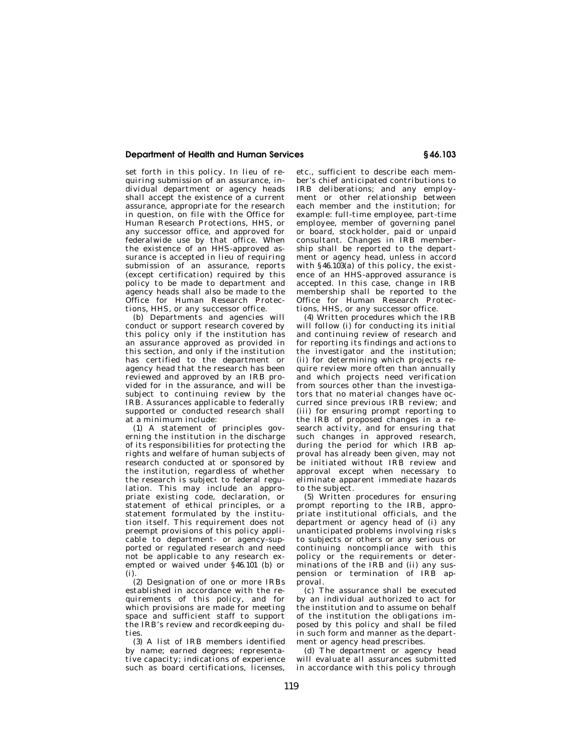set forth in this policy. In lieu of requiring submission of an assurance, individual department or agency heads shall accept the existence of a current assurance, appropriate for the research in question, on file with the Office for Human Research Protections, HHS, or any successor office, and approved for federalwide use by that office. When the existence of an HHS-approved assurance is accepted in lieu of requiring submission of an assurance, reports (except certification) required by this policy to be made to department and agency heads shall also be made to the Office for Human Research Protections, HHS, or any successor office.

(b) Departments and agencies will conduct or support research covered by this policy only if the institution has an assurance approved as provided in this section, and only if the institution has certified to the department or agency head that the research has been reviewed and approved by an IRB provided for in the assurance, and will be subject to continuing review by the IRB. Assurances applicable to federally supported or conducted research shall at a minimum include:

(1) A statement of principles governing the institution in the discharge of its responsibilities for protecting the rights and welfare of human subjects of research conducted at or sponsored by the institution, regardless of whether the research is subject to federal regulation. This may include an appropriate existing code, declaration, or statement of ethical principles, or a statement formulated by the institution itself. This requirement does not preempt provisions of this policy applicable to department- or agency-supported or regulated research and need not be applicable to any research exempted or waived under §46.101 (b) or (i).

(2) Designation of one or more IRBs established in accordance with the requirements of this policy, and for which provisions are made for meeting space and sufficient staff to support the IRB's review and recordkeeping duties.

(3) A list of IRB members identified by name; earned degrees; representative capacity; indications of experience such as board certifications, licenses, etc., sufficient to describe each member's chief anticipated contributions to IRB deliberations; and any employment or other relationship between each member and the institution; for example: full-time employee, part-time employee, member of governing panel or board, stockholder, paid or unpaid consultant. Changes in IRB membership shall be reported to the department or agency head, unless in accord with §46.103(a) of this policy, the existence of an HHS-approved assurance is accepted. In this case, change in IRB membership shall be reported to the Office for Human Research Protections, HHS, or any successor office.

(4) Written procedures which the IRB will follow (i) for conducting its initial and continuing review of research and for reporting its findings and actions to the investigator and the institution; (ii) for determining which projects require review more often than annually and which projects need verification from sources other than the investigators that no material changes have occurred since previous IRB review; and (iii) for ensuring prompt reporting to the IRB of proposed changes in a research activity, and for ensuring that such changes in approved research, during the period for which IRB approval has already been given, may not be initiated without IRB review and approval except when necessary to eliminate apparent immediate hazards to the subject.

(5) Written procedures for ensuring prompt reporting to the IRB, appropriate institutional officials, and the department or agency head of (i) any unanticipated problems involving risks to subjects or others or any serious or continuing noncompliance with this policy or the requirements or determinations of the IRB and (ii) any suspension or termination of IRB approval.

(c) The assurance shall be executed by an individual authorized to act for the institution and to assume on behalf of the institution the obligations imposed by this policy and shall be filed in such form and manner as the department or agency head prescribes.

(d) The department or agency head will evaluate all assurances submitted in accordance with this policy through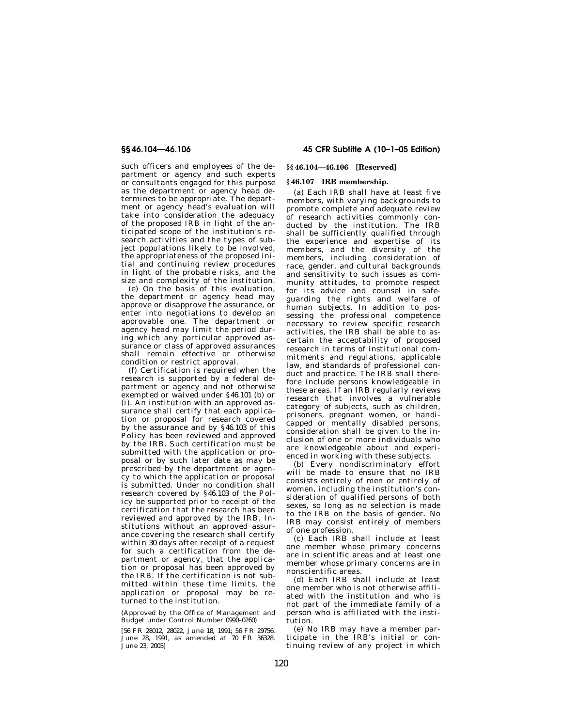such officers and employees of the department or agency and such experts or consultants engaged for this purpose as the department or agency head determines to be appropriate. The department or agency head's evaluation will take into consideration the adequacy of the proposed IRB in light of the anticipated scope of the institution's research activities and the types of subject populations likely to be involved, the appropriateness of the proposed initial and continuing review procedures in light of the probable risks, and the size and complexity of the institution.

(e) On the basis of this evaluation, the department or agency head may approve or disapprove the assurance, or enter into negotiations to develop an approvable one. The department or agency head may limit the period during which any particular approved assurance or class of approved assurances shall remain effective or otherwise condition or restrict approval.

(f) Certification is required when the research is supported by a federal department or agency and not otherwise exempted or waived under §46.101 (b) or (i). An institution with an approved assurance shall certify that each application or proposal for research covered by the assurance and by §46.103 of this Policy has been reviewed and approved by the IRB. Such certification must be submitted with the application or proposal or by such later date as may be prescribed by the department or agency to which the application or proposal is submitted. Under no condition shall research covered by §46.103 of the Policy be supported prior to receipt of the certification that the research has been reviewed and approved by the IRB. Institutions without an approved assurance covering the research shall certify within 30 days after receipt of a request for such a certification from the department or agency, that the application or proposal has been approved by the IRB. If the certification is not submitted within these time limits, the application or proposal may be returned to the institution.

(Approved by the Office of Management and Budget under Control Number 0990–0260)

[56 FR 28012, 28022, June 18, 1991; 56 FR 29756, June 28, 1991, as amended at 70 FR 36328, June 23, 2005]

### §§ 46.104—46.106 [Reserved]

### § 46.107 IRB membership.

(a) Each IRB shall have at least five members, with varying backgrounds to promote complete and adequate review of research activities commonly conducted by the institution. The IRB shall be sufficiently qualified through the experience and expertise of its members, and the diversity of the members, including consideration of race, gender, and cultural backgrounds and sensitivity to such issues as community attitudes, to promote respect for its advice and counsel in safeguarding the rights and welfare of human subjects. In addition to possessing the professional competence necessary to review specific research activities, the IRB shall be able to ascertain the acceptability of proposed research in terms of institutional commitments and regulations, applicable law, and standards of professional conduct and practice. The IRB shall therefore include persons knowledgeable in these areas. If an IRB regularly reviews research that involves a vulnerable category of subjects, such as children, prisoners, pregnant women, or handicapped or mentally disabled persons, consideration shall be given to the inclusion of one or more individuals who are knowledgeable about and experienced in working with these subjects.

(b) Every nondiscriminatory effort will be made to ensure that no IRB consists entirely of men or entirely of women, including the institution's consideration of qualified persons of both sexes, so long as no selection is made to the IRB on the basis of gender. No IRB may consist entirely of members of one profession.

(c) Each IRB shall include at least one member whose primary concerns are in scientific areas and at least one member whose primary concerns are in nonscientific areas.

(d) Each IRB shall include at least one member who is not otherwise affiliated with the institution and who is not part of the immediate family of a person who is affiliated with the institution.

(e) No IRB may have a member participate in the IRB's initial or continuing review of any project in which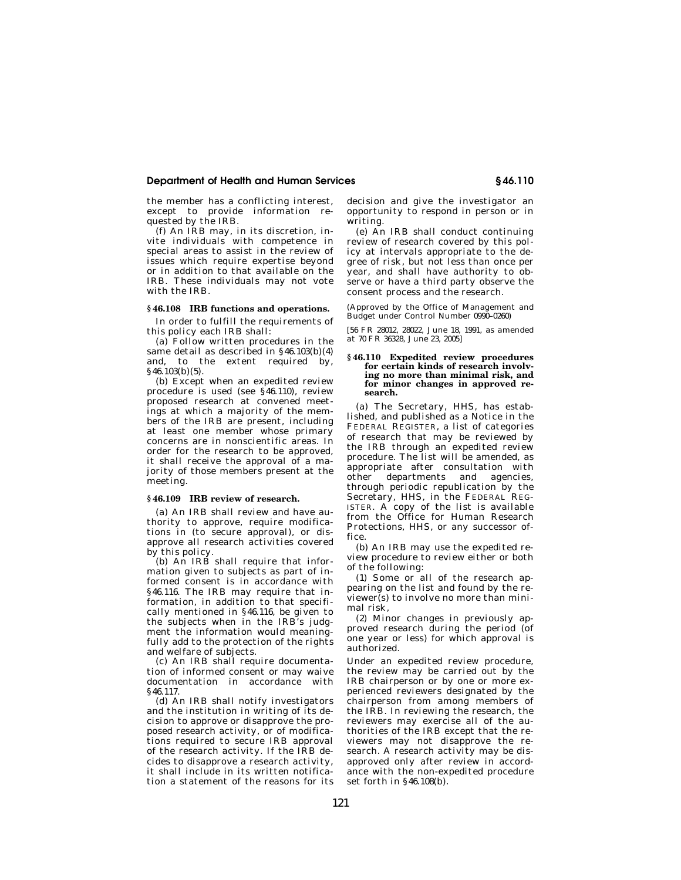the member has a conflicting interest, except to provide information requested by the IRB.

(f) An IRB may, in its discretion, invite individuals with competence in special areas to assist in the review of issues which require expertise beyond or in addition to that available on the IRB. These individuals may not vote with the IRB.

### § 46.108 IRB functions and operations.

In order to fulfill the requirements of this policy each IRB shall:

(a) Follow written procedures in the same detail as described in §46.103(b)(4) and, to the extent required by, §46.103(b)(5).

(b) Except when an expedited review procedure is used (see §46.110), review proposed research at convened meetings at which a majority of the members of the IRB are present, including at least one member whose primary concerns are in nonscientific areas. In order for the research to be approved, it shall receive the approval of a majority of those members present at the meeting.

### § 46.109 IRB review of research.

(a) An IRB shall review and have authority to approve, require modifications in (to secure approval), or disapprove all research activities covered by this policy.

(b) An IRB shall require that information given to subjects as part of informed consent is in accordance with §46.116. The IRB may require that information, in addition to that specifically mentioned in §46.116, be given to the subjects when in the IRB's judgment the information would meaningfully add to the protection of the rights and welfare of subjects.

(c) An IRB shall require documentation of informed consent or may waive documentation in accordance with §46.117.

(d) An IRB shall notify investigators and the institution in writing of its decision to approve or disapprove the proposed research activity, or of modifications required to secure IRB approval of the research activity. If the IRB decides to disapprove a research activity, it shall include in its written notification a statement of the reasons for its decision and give the investigator an opportunity to respond in person or in writing.

(e) An IRB shall conduct continuing review of research covered by this policy at intervals appropriate to the degree of risk, but not less than once per year, and shall have authority to observe or have a third party observe the consent process and the research.

(Approved by the Office of Management and Budget under Control Number 0990–0260)

[56 FR 28012, 28022, June 18, 1991, as amended at 70 FR 36328, June 23, 2005]

### § 46.110 Expedited review procedures for certain kinds of research involving no more than minimal risk, and for minor changes in approved research.

(a) The Secretary, HHS, has established, and published as a Notice in the FEDERAL REGISTER, a list of categories of research that may be reviewed by the IRB through an expedited review procedure. The list will be amended, as appropriate after consultation with other departments and agencies, through periodic republication by the Secretary, HHS, in the FEDERAL REGISTER. A copy of the list is available from the Office for Human Research Protections, HHS, or any successor office.

(b) An IRB may use the expedited review procedure to review either or both of the following:

(1) Some or all of the research appearing on the list and found by the reviewer(s) to involve no more than minimal risk,

(2) Minor changes in previously approved research during the period (of one year or less) for which approval is authorized.

Under an expedited review procedure, the review may be carried out by the IRB chairperson or by one or more experienced reviewers designated by the chairperson from among members of the IRB. In reviewing the research, the reviewers may exercise all of the authorities of the IRB except that the reviewers may not disapprove the research. A research activity may be disapproved only after review in accordance with the non-expedited procedure set forth in §46.108(b).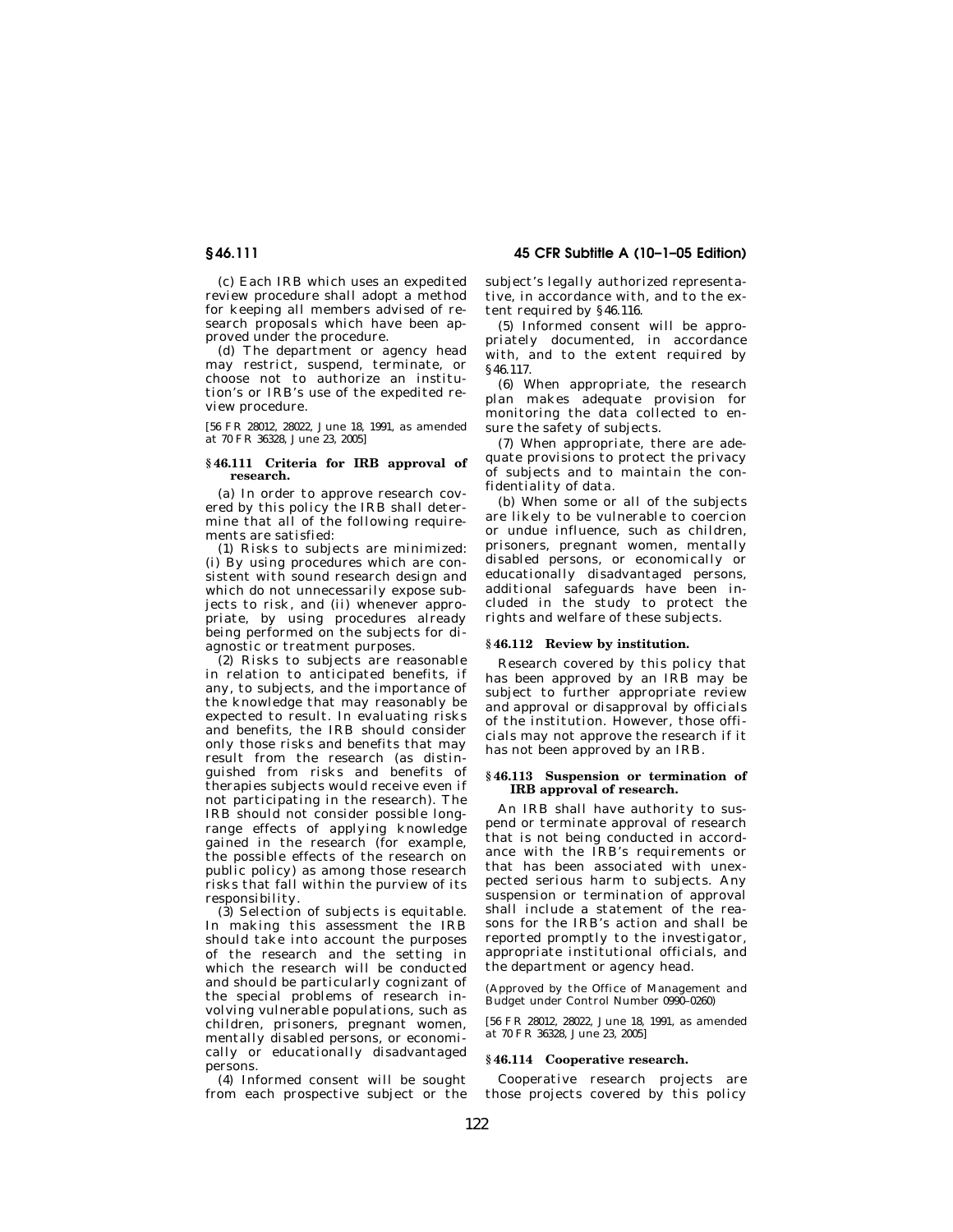(c) Each IRB which uses an expedited review procedure shall adopt a method for keeping all members advised of research proposals which have been approved under the procedure.

(d) The department or agency head may restrict, suspend, terminate, or choose not to authorize an institution's or IRB's use of the expedited review procedure.

[56 FR 28012, 28022, June 18, 1991, as amended at 70 FR 36328, June 23, 2005]

### § 46.111 Criteria for IRB approval of research.

(a) In order to approve research covered by this policy the IRB shall determine that all of the following requirements are satisfied:

(1) Risks to subjects are minimized: (i) By using procedures which are consistent with sound research design and which do not unnecessarily expose subjects to risk, and (ii) whenever appropriate, by using procedures already being performed on the subjects for diagnostic or treatment purposes.

(2) Risks to subjects are reasonable in relation to anticipated benefits, if any, to subjects, and the importance of the knowledge that may reasonably be expected to result. In evaluating risks and benefits, the IRB should consider only those risks and benefits that may result from the research (as distinguished from risks and benefits of therapies subjects would receive even if not participating in the research). The IRB should not consider possible long-range effects of applying knowledge gained in the research (for example, the possible effects of the research on public policy) as among those research risks that fall within the purview of its responsibility.

(3) Selection of subjects is equitable. In making this assessment the IRB should take into account the purposes of the research and the setting in which the research will be conducted and should be particularly cognizant of the special problems of research involving vulnerable populations, such as children, prisoners, pregnant women, mentally disabled persons, or economically or educationally disadvantaged persons.

(4) Informed consent will be sought from each prospective subject or the subject's legally authorized representative, in accordance with, and to the extent required by § 46.116.

(5) Informed consent will be appropriately documented, in accordance with, and to the extent required by § 46.117.

(6) When appropriate, the research plan makes adequate provision for monitoring the data collected to ensure the safety of subjects.

(7) When appropriate, there are adequate provisions to protect the privacy of subjects and to maintain the confidentiality of data.

(b) When some or all of the subjects are likely to be vulnerable to coercion or undue influence, such as children, prisoners, pregnant women, mentally disabled persons, or economically or educationally disadvantaged persons, additional safeguards have been included in the study to protect the rights and welfare of these subjects.

### § 46.112 Review by institution.

Research covered by this policy that has been approved by an IRB may be subject to further appropriate review and approval or disapproval by officials of the institution. However, those officials may not approve the research if it has not been approved by an IRB.

### § 46.113 Suspension or termination of IRB approval of research.

An IRB shall have authority to suspend or terminate approval of research that is not being conducted in accordance with the IRB's requirements or that has been associated with unexpected serious harm to subjects. Any suspension or termination of approval shall include a statement of the reasons for the IRB's action and shall be reported promptly to the investigator, appropriate institutional officials, and the department or agency head.

(Approved by the Office of Management and Budget under Control Number 0990–0260)

[56 FR 28012, 28022, June 18, 1991, as amended at 70 FR 36328, June 23, 2005]

### § 46.114 Cooperative research.

Cooperative research projects are those projects covered by this policy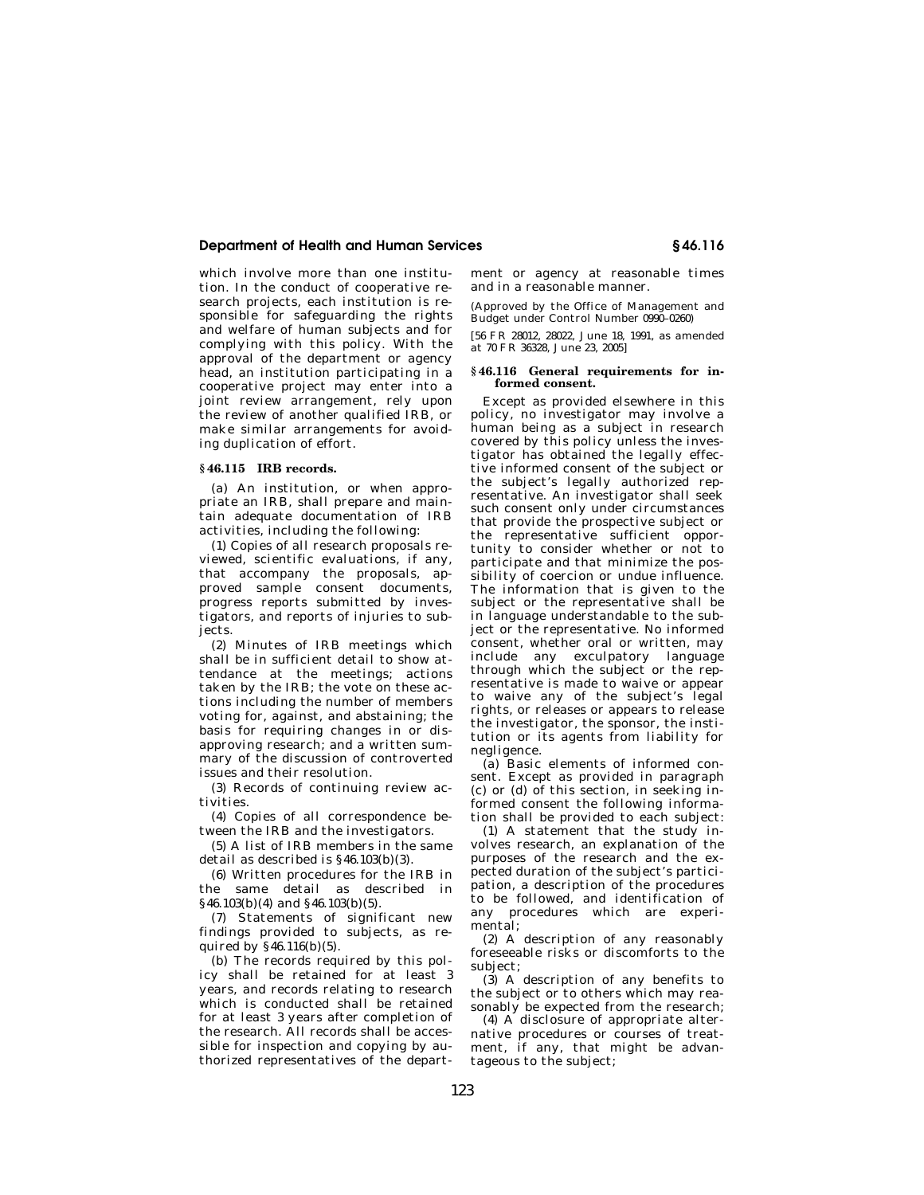which involve more than one institution. In the conduct of cooperative research projects, each institution is responsible for safeguarding the rights and welfare of human subjects and for complying with this policy. With the approval of the department or agency head, an institution participating in a cooperative project may enter into a joint review arrangement, rely upon the review of another qualified IRB, or make similar arrangements for avoiding duplication of effort.

### § 46.115 IRB records.

(a) An institution, or when appropriate an IRB, shall prepare and maintain adequate documentation of IRB activities, including the following:

(1) Copies of all research proposals reviewed, scientific evaluations, if any, that accompany the proposals, approved sample consent documents, progress reports submitted by investigators, and reports of injuries to subjects.

(2) Minutes of IRB meetings which shall be in sufficient detail to show attendance at the meetings; actions taken by the IRB; the vote on these actions including the number of members voting for, against, and abstaining; the basis for requiring changes in or disapproving research; and a written summary of the discussion of controverted issues and their resolution.

(3) Records of continuing review activities.

(4) Copies of all correspondence between the IRB and the investigators.

(5) A list of IRB members in the same detail as described is §46.103(b)(3).

(6) Written procedures for the IRB in the same detail as described in §46.103(b)(4) and §46.103(b)(5).

(7) Statements of significant new findings provided to subjects, as required by §46.116(b)(5).

(b) The records required by this policy shall be retained for at least 3 years, and records relating to research which is conducted shall be retained for at least 3 years after completion of the research. All records shall be accessible for inspection and copying by authorized representatives of the department or agency at reasonable times and in a reasonable manner.

(Approved by the Office of Management and Budget under Control Number 0990–0260)

[56 FR 28012, 28022, June 18, 1991, as amended at 70 FR 36328, June 23, 2005]

### § 46.116 General requirements for informed consent.

Except as provided elsewhere in this policy, no investigator may involve a human being as a subject in research covered by this policy unless the investigator has obtained the legally effective informed consent of the subject or the subject's legally authorized representative. An investigator shall seek such consent only under circumstances that provide the prospective subject or the representative sufficient opportunity to consider whether or not to participate and that minimize the possibility of coercion or undue influence. The information that is given to the subject or the representative shall be in language understandable to the subject or the representative. No informed consent, whether oral or written, may include any exculpatory language through which the subject or the representative is made to waive or appear to waive any of the subject's legal rights, or releases or appears to release the investigator, the sponsor, the institution or its agents from liability for negligence.

(a) Basic elements of informed consent. Except as provided in paragraph (c) or (d) of this section, in seeking informed consent the following information shall be provided to each subject:

(1) A statement that the study involves research, an explanation of the purposes of the research and the expected duration of the subject's participation, a description of the procedures to be followed, and identification of any procedures which are experimental;

(2) A description of any reasonably foreseeable risks or discomforts to the subject;

(3) A description of any benefits to the subject or to others which may reasonably be expected from the research;

(4) A disclosure of appropriate alternative procedures or courses of treatment, if any, that might be advantageous to the subject;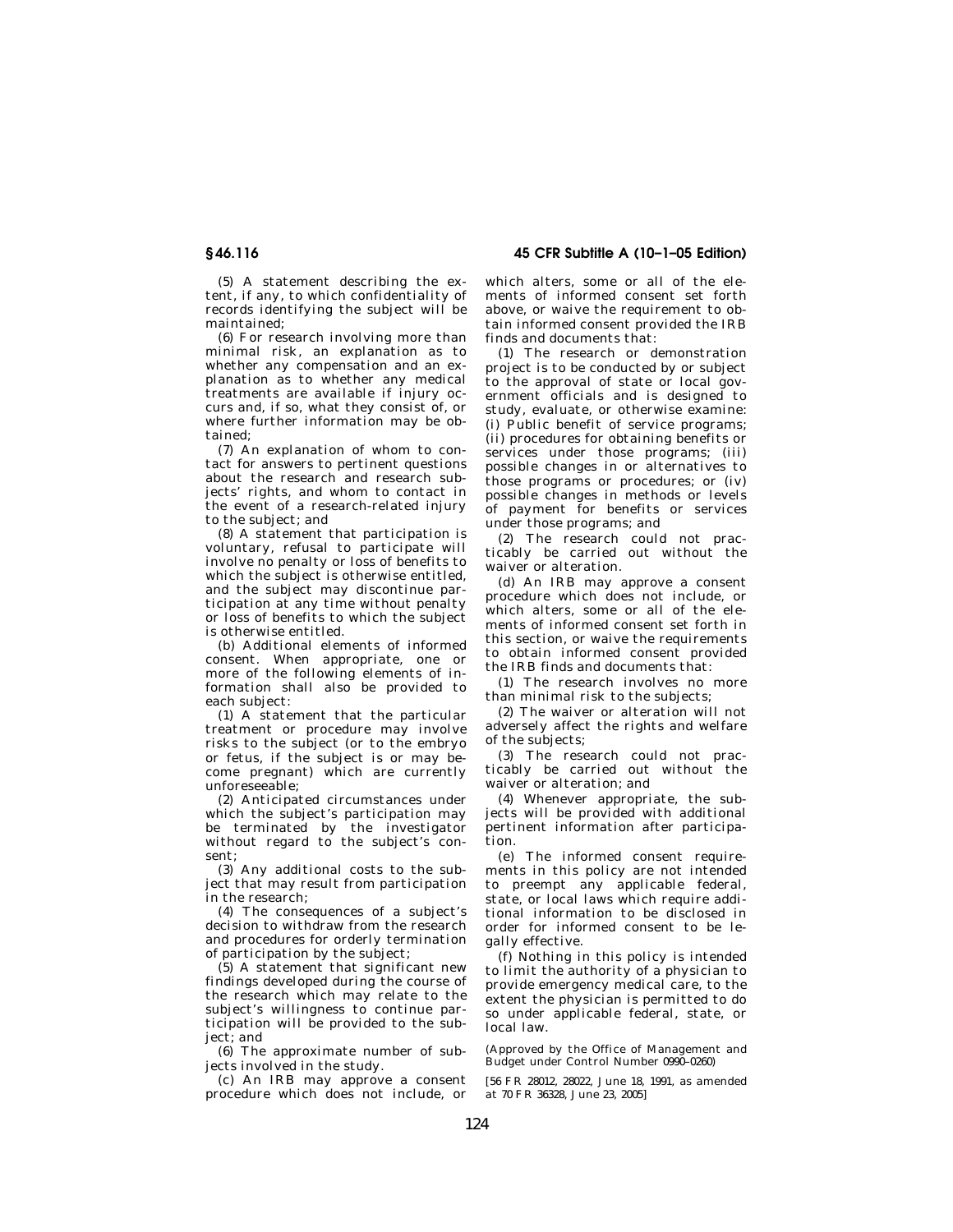(5) A statement describing the extent, if any, to which confidentiality of records identifying the subject will be maintained;

(6) For research involving more than minimal risk, an explanation as to whether any compensation and an explanation as to whether any medical treatments are available if injury occurs and, if so, what they consist of, or where further information may be obtained;

(7) An explanation of whom to contact for answers to pertinent questions about the research and research subjects' rights, and whom to contact in the event of a research-related injury to the subject; and

(8) A statement that participation is voluntary, refusal to participate will involve no penalty or loss of benefits to which the subject is otherwise entitled, and the subject may discontinue participation at any time without penalty or loss of benefits to which the subject is otherwise entitled.

(b) Additional elements of informed consent. When appropriate, one or more of the following elements of information shall also be provided to each subject:

(1) A statement that the particular treatment or procedure may involve risks to the subject (or to the embryo or fetus, if the subject is or may become pregnant) which are currently unforeseeable;

(2) Anticipated circumstances under which the subject's participation may be terminated by the investigator without regard to the subject's consent;

(3) Any additional costs to the subject that may result from participation in the research;

(4) The consequences of a subject's decision to withdraw from the research and procedures for orderly termination of participation by the subject;

(5) A statement that significant new findings developed during the course of the research which may relate to the subject's willingness to continue participation will be provided to the subject; and

(6) The approximate number of subjects involved in the study.

(c) An IRB may approve a consent procedure which does not include, or which alters, some or all of the elements of informed consent set forth above, or waive the requirement to obtain informed consent provided the IRB finds and documents that:

(1) The research or demonstration project is to be conducted by or subject to the approval of state or local government officials and is designed to study, evaluate, or otherwise examine: (i) Public benefit of service programs; (ii) procedures for obtaining benefits or services under those programs; (iii) possible changes in or alternatives to those programs or procedures; or (iv) possible changes in methods or levels of payment for benefits or services under those programs; and

(2) The research could not practicably be carried out without the waiver or alteration.

(d) An IRB may approve a consent procedure which does not include, or which alters, some or all of the elements of informed consent set forth in this section, or waive the requirements to obtain informed consent provided the IRB finds and documents that:

(1) The research involves no more than minimal risk to the subjects;

(2) The waiver or alteration will not adversely affect the rights and welfare of the subjects;

(3) The research could not practicably be carried out without the waiver or alteration; and

(4) Whenever appropriate, the subjects will be provided with additional pertinent information after participation.

(e) The informed consent requirements in this policy are not intended to preempt any applicable federal, state, or local laws which require additional information to be disclosed in order for informed consent to be legally effective.

(f) Nothing in this policy is intended to limit the authority of a physician to provide emergency medical care, to the extent the physician is permitted to do so under applicable federal, state, or local law.

(Approved by the Office of Management and Budget under Control Number 0990–0260)

[56 FR 28012, 28022, June 18, 1991, as amended at 70 FR 36328, June 23, 2005]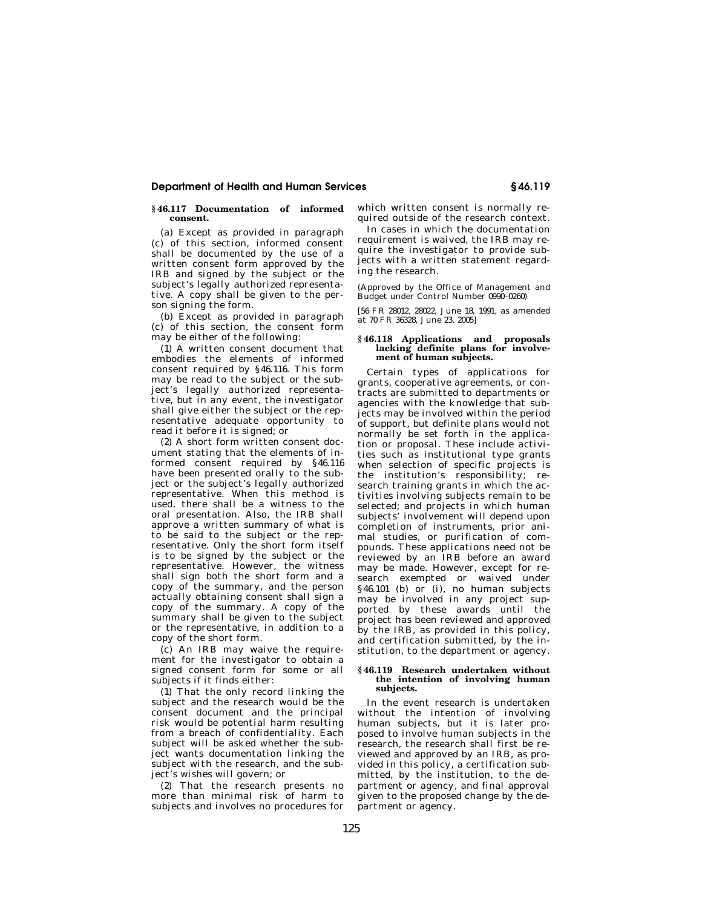### § 46.117 Documentation of informed consent.

(a) Except as provided in paragraph (c) of this section, informed consent shall be documented by the use of a written consent form approved by the IRB and signed by the subject or the subject's legally authorized representative. A copy shall be given to the person signing the form.

(b) Except as provided in paragraph (c) of this section, the consent form may be either of the following:

(1) A written consent document that embodies the elements of informed consent required by § 46.116. This form may be read to the subject or the subject's legally authorized representative, but in any event, the investigator shall give either the subject or the representative adequate opportunity to read it before it is signed; or

(2) A short form written consent document stating that the elements of informed consent required by § 46.116 have been presented orally to the subject or the subject's legally authorized representative. When this method is used, there shall be a witness to the oral presentation. Also, the IRB shall approve a written summary of what is to be said to the subject or the representative. Only the short form itself is to be signed by the subject or the representative. However, the witness shall sign both the short form and a copy of the summary, and the person actually obtaining consent shall sign a copy of the summary. A copy of the summary shall be given to the subject or the representative, in addition to a copy of the short form.

(c) An IRB may waive the requirement for the investigator to obtain a signed consent form for some or all subjects if it finds either:

(1) That the only record linking the subject and the research would be the consent document and the principal risk would be potential harm resulting from a breach of confidentiality. Each subject will be asked whether the subject wants documentation linking the subject with the research, and the subject's wishes will govern; or

(2) That the research presents no more than minimal risk of harm to subjects and involves no procedures for which written consent is normally required outside of the research context.

In cases in which the documentation requirement is waived, the IRB may require the investigator to provide subjects with a written statement regarding the research.

(Approved by the Office of Management and Budget under Control Number 0990–0260)

[56 FR 28012, 28022, June 18, 1991, as amended at 70 FR 36328, June 23, 2005]

### § 46.118 Applications and proposals lacking definite plans for involvement of human subjects.

Certain types of applications for grants, cooperative agreements, or contracts are submitted to departments or agencies with the knowledge that subjects may be involved within the period of support, but definite plans would not normally be set forth in the application or proposal. These include activities such as institutional type grants when selection of specific projects is the institution's responsibility; research training grants in which the activities involving subjects remain to be selected; and projects in which human subjects' involvement will depend upon completion of instruments, prior animal studies, or purification of compounds. These applications need not be reviewed by an IRB before an award may be made. However, except for research exempted or waived under § 46.101 (b) or (i), no human subjects may be involved in any project supported by these awards until the project has been reviewed and approved by the IRB, as provided in this policy, and certification submitted, by the institution, to the department or agency.

### § 46.119 Research undertaken without the intention of involving human subjects.

In the event research is undertaken without the intention of involving human subjects, but it is later proposed to involve human subjects in the research, the research shall first be reviewed and approved by an IRB, as provided in this policy, a certification submitted, by the institution, to the department or agency, and final approval given to the proposed change by the department or agency.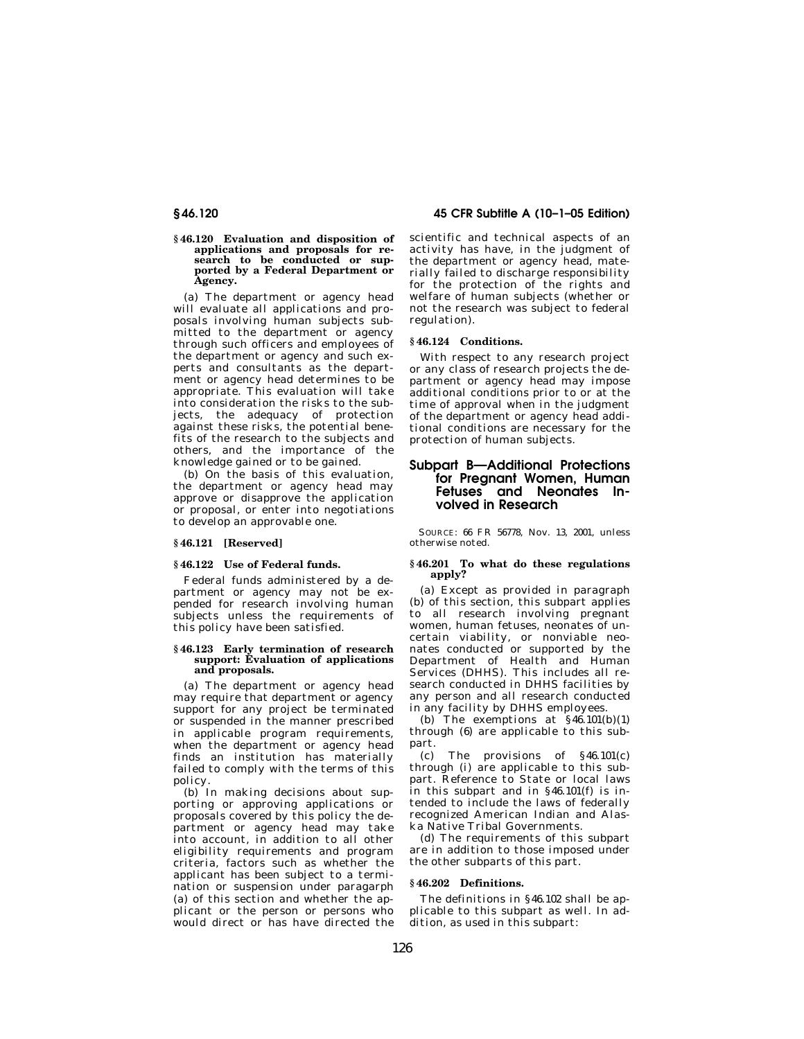### § 46.120 Evaluation and disposition of applications and proposals for research to be conducted or supported by a Federal Department or Agency.

(a) The department or agency head will evaluate all applications and proposals involving human subjects submitted to the department or agency through such officers and employees of the department or agency and such experts and consultants as the department or agency head determines to be appropriate. This evaluation will take into consideration the risks to the subjects, the adequacy of protection against these risks, the potential benefits of the research to the subjects and others, and the importance of the knowledge gained or to be gained.

(b) On the basis of this evaluation, the department or agency head may approve or disapprove the application or proposal, or enter into negotiations to develop an approvable one.

### § 46.121 [Reserved]

### § 46.122 Use of Federal funds.

Federal funds administered by a department or agency may not be expended for research involving human subjects unless the requirements of this policy have been satisfied.

### § 46.123 Early termination of research support: Evaluation of applications and proposals.

(a) The department or agency head may require that department or agency support for any project be terminated or suspended in the manner prescribed in applicable program requirements, when the department or agency head finds an institution has materially failed to comply with the terms of this policy.

(b) In making decisions about supporting or approving applications or proposals covered by this policy the department or agency head may take into account, in addition to all other eligibility requirements and program criteria, factors such as whether the applicant has been subject to a termination or suspension under paragarph (a) of this section and whether the applicant or the person or persons who would direct or has have directed the scientific and technical aspects of an activity has have, in the judgment of the department or agency head, materially failed to discharge responsibility for the protection of the rights and welfare of human subjects (whether or not the research was subject to federal regulation).

### § 46.124 Conditions.

With respect to any research project or any class of research projects the department or agency head may impose additional conditions prior to or at the time of approval when in the judgment of the department or agency head additional conditions are necessary for the protection of human subjects.

## Subpart B—Additional Protections for Pregnant Women, Human Fetuses and Neonates Involved in Research

SOURCE: 66 FR 56778, Nov. 13, 2001, unless otherwise noted.

### § 46.201 To what do these regulations apply?

(a) Except as provided in paragraph (b) of this section, this subpart applies to all research involving pregnant women, human fetuses, neonates of uncertain viability, or nonviable neonates conducted or supported by the Department of Health and Human Services (DHHS). This includes all research conducted in DHHS facilities by any person and all research conducted in any facility by DHHS employees.

(b) The exemptions at §46.101(b)(1) through (6) are applicable to this subpart.

(c) The provisions of §46.101(c) through (i) are applicable to this subpart. Reference to State or local laws in this subpart and in §46.101(f) is intended to include the laws of federally recognized American Indian and Alaska Native Tribal Governments.

(d) The requirements of this subpart are in addition to those imposed under the other subparts of this part.

### § 46.202 Definitions.

The definitions in §46.102 shall be applicable to this subpart as well. In addition, as used in this subpart: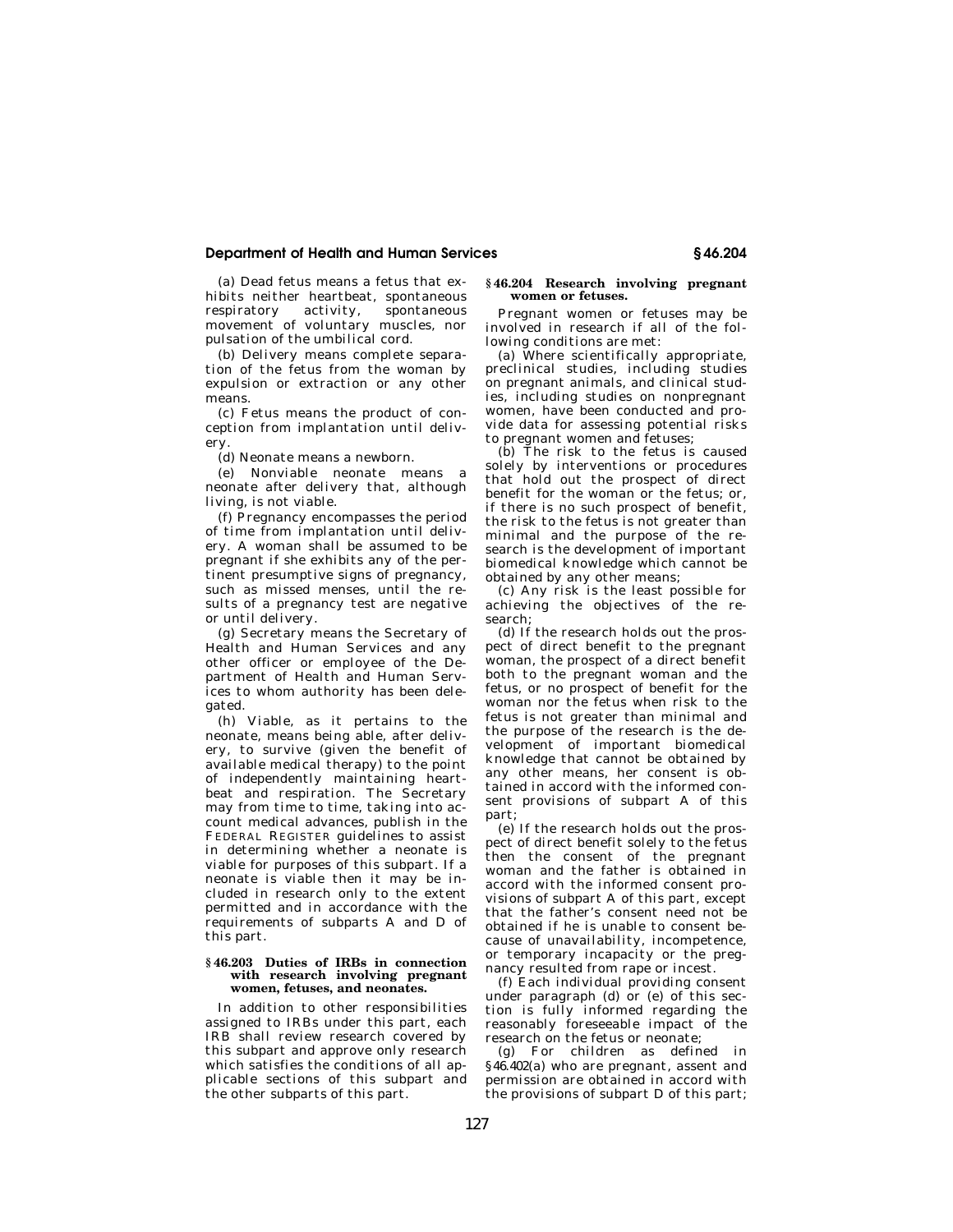(a) *Dead fetus* means a fetus that exhibits neither heartbeat, spontaneous respiratory activity, spontaneous movement of voluntary muscles, nor pulsation of the umbilical cord.

(b) *Delivery* means complete separation of the fetus from the woman by expulsion or extraction or any other means.

(c) *Fetus* means the product of conception from implantation until delivery.

(d) *Neonate* means a newborn.

(e) *Nonviable neonate* means a neonate after delivery that, although living, is not viable.

(f) *Pregnancy* encompasses the period of time from implantation until delivery. A woman shall be assumed to be pregnant if she exhibits any of the pertinent presumptive signs of pregnancy, such as missed menses, until the results of a pregnancy test are negative or until delivery.

(g) *Secretary* means the Secretary of Health and Human Services and any other officer or employee of the Department of Health and Human Services to whom authority has been delegated.

(h) *Viable*, as it pertains to the neonate, means being able, after delivery, to survive (given the benefit of available medical therapy) to the point of independently maintaining heartbeat and respiration. The Secretary may from time to time, taking into account medical advances, publish in the FEDERAL REGISTER guidelines to assist in determining whether a neonate is viable for purposes of this subpart. If a neonate is viable then it may be included in research only to the extent permitted and in accordance with the requirements of subparts A and D of this part.

## § 46.203 Duties of IRBs in connection with research involving pregnant women, fetuses, and neonates.

In addition to other responsibilities assigned to IRBs under this part, each IRB shall review research covered by this subpart and approve only research which satisfies the conditions of all applicable sections of this subpart and the other subparts of this part.

## § 46.204 Research involving pregnant women or fetuses.

Pregnant women or fetuses may be involved in research if all of the following conditions are met:

(a) Where scientifically appropriate, preclinical studies, including studies on pregnant animals, and clinical studies, including studies on nonpregnant women, have been conducted and provide data for assessing potential risks to pregnant women and fetuses;

(b) The risk to the fetus is caused solely by interventions or procedures that hold out the prospect of direct benefit for the woman or the fetus; or, if there is no such prospect of benefit, the risk to the fetus is not greater than minimal and the purpose of the research is the development of important biomedical knowledge which cannot be obtained by any other means;

(c) Any risk is the least possible for achieving the objectives of the research;

(d) If the research holds out the prospect of direct benefit to the pregnant woman, the prospect of a direct benefit both to the pregnant woman and the fetus, or no prospect of benefit for the woman nor the fetus when risk to the fetus is not greater than minimal and the purpose of the research is the development of important biomedical knowledge that cannot be obtained by any other means, her consent is obtained in accord with the informed consent provisions of subpart A of this part;

(e) If the research holds out the prospect of direct benefit solely to the fetus then the consent of the pregnant woman and the father is obtained in accord with the informed consent provisions of subpart A of this part, except that the father's consent need not be obtained if he is unable to consent because of unavailability, incompetence, or temporary incapacity or the pregnancy resulted from rape or incest.

(f) Each individual providing consent under paragraph (d) or (e) of this section is fully informed regarding the reasonably foreseeable impact of the research on the fetus or neonate;

(g) For children as defined in §46.402(a) who are pregnant, assent and permission are obtained in accord with the provisions of subpart D of this part;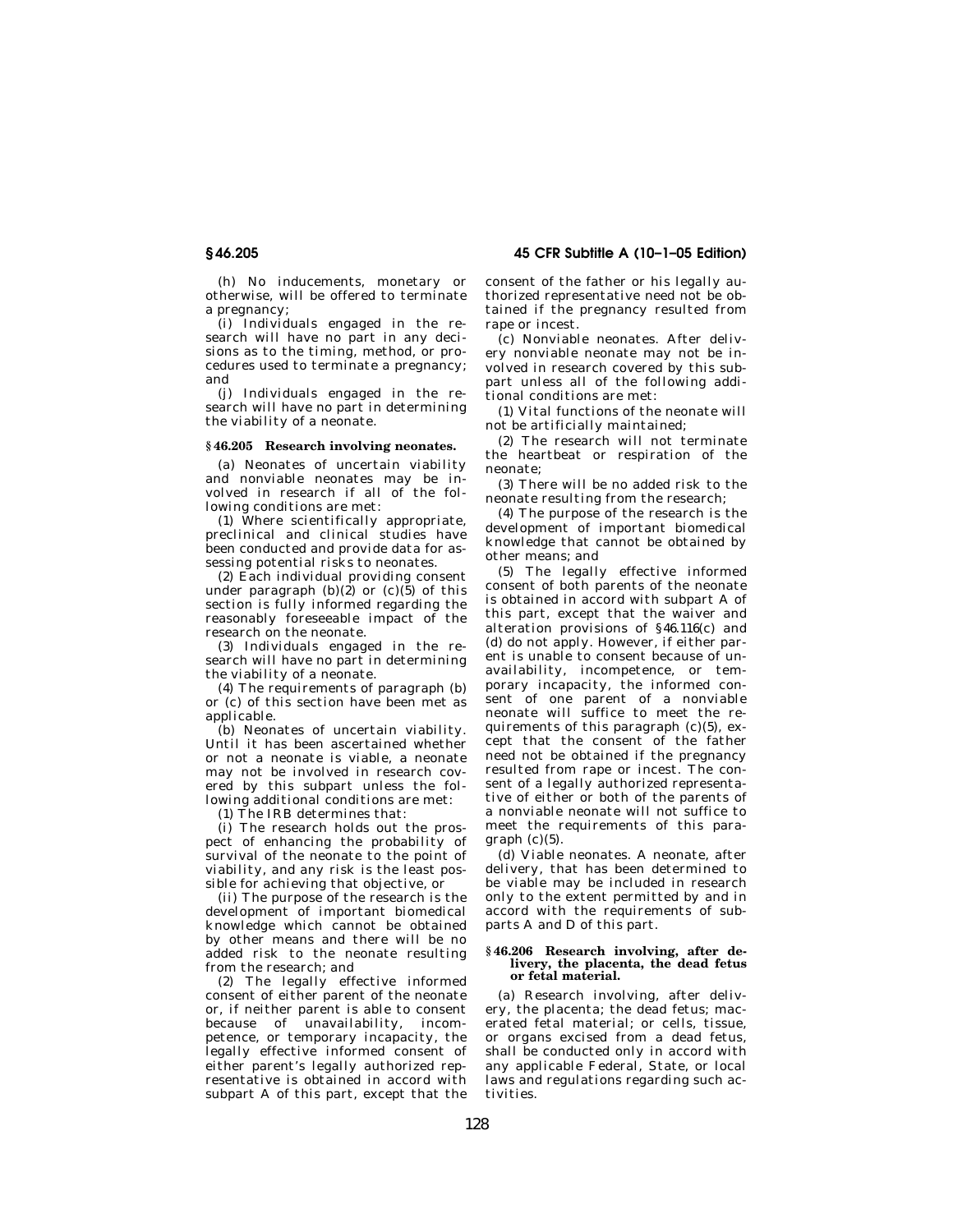(h) No inducements, monetary or otherwise, will be offered to terminate a pregnancy;

(i) Individuals engaged in the research will have no part in any decisions as to the timing, method, or procedures used to terminate a pregnancy; and

(j) Individuals engaged in the research will have no part in determining the viability of a neonate.

### § 46.205 Research involving neonates.

(a) Neonates of uncertain viability and nonviable neonates may be involved in research if all of the following conditions are met:

(1) Where scientifically appropriate, preclinical and clinical studies have been conducted and provide data for assessing potential risks to neonates.

(2) Each individual providing consent under paragraph (b)(2) or (c)(5) of this section is fully informed regarding the reasonably foreseeable impact of the research on the neonate.

(3) Individuals engaged in the research will have no part in determining the viability of a neonate.

(4) The requirements of paragraph (b) or (c) of this section have been met as applicable.

(b) *Neonates of uncertain viability.* Until it has been ascertained whether or not a neonate is viable, a neonate may not be involved in research covered by this subpart unless the following additional conditions are met:

(1) The IRB determines that:

(i) The research holds out the prospect of enhancing the probability of survival of the neonate to the point of viability, and any risk is the least possible for achieving that objective, or

(ii) The purpose of the research is the development of important biomedical knowledge which cannot be obtained by other means and there will be no added risk to the neonate resulting from the research; and

(2) The legally effective informed consent of either parent of the neonate or, if neither parent is able to consent because of unavailability, incompetence, or temporary incapacity, the legally effective informed consent of either parent's legally authorized representative is obtained in accord with subpart A of this part, except that the consent of the father or his legally authorized representative need not be obtained if the pregnancy resulted from rape or incest.

(c) *Nonviable neonates.* After delivery nonviable neonate may not be involved in research covered by this subpart unless all of the following additional conditions are met:

(1) Vital functions of the neonate will not be artificially maintained;

(2) The research will not terminate the heartbeat or respiration of the neonate;

(3) There will be no added risk to the neonate resulting from the research;

(4) The purpose of the research is the development of important biomedical knowledge that cannot be obtained by other means; and

(5) The legally effective informed consent of both parents of the neonate is obtained in accord with subpart A of this part, except that the waiver and alteration provisions of §46.116(c) and (d) do not apply. However, if either parent is unable to consent because of unavailability, incompetence, or temporary incapacity, the informed consent of one parent of a nonviable neonate will suffice to meet the requirements of this paragraph (c)(5), except that the consent of the father need not be obtained if the pregnancy resulted from rape or incest. The consent of a legally authorized representative of either or both of the parents of a nonviable neonate will not suffice to meet the requirements of this paragraph (c)(5).

(d) *Viable neonates.* A neonate, after delivery, that has been determined to be viable may be included in research only to the extent permitted by and in accord with the requirements of subparts A and D of this part.

### § 46.206 Research involving, after delivery, the placenta, the dead fetus or fetal material.

(a) Research involving, after delivery, the placenta; the dead fetus; macerated fetal material; or cells, tissue, or organs excised from a dead fetus, shall be conducted only in accord with any applicable Federal, State, or local laws and regulations regarding such activities.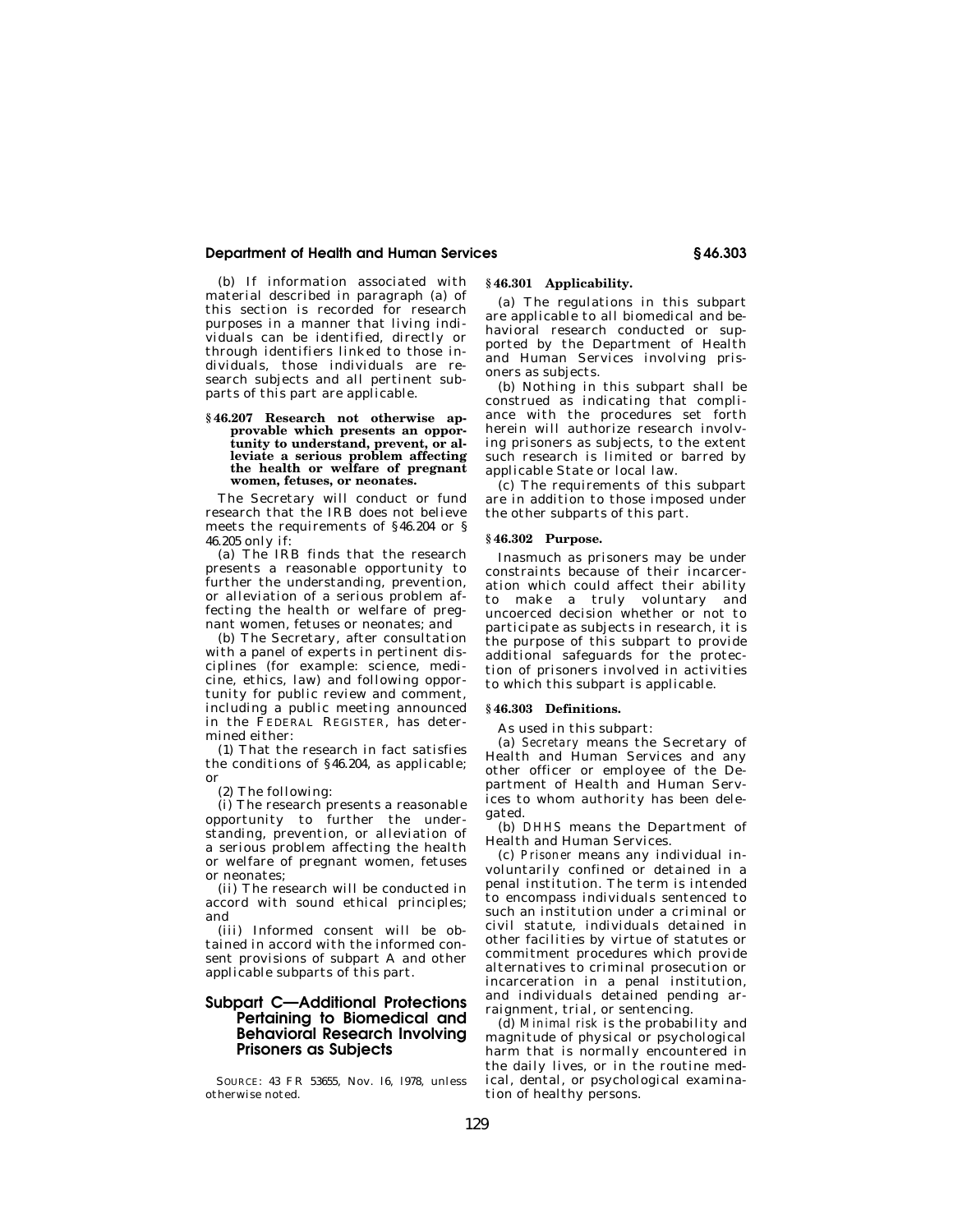(b) If information associated with material described in paragraph (a) of this section is recorded for research purposes in a manner that living individuals can be identified, directly or through identifiers linked to those individuals, those individuals are research subjects and all pertinent subparts of this part are applicable.

**§ 46.207 Research not otherwise approvable which presents an opportunity to understand, prevent, or alleviate a serious problem affecting the health or welfare of pregnant women, fetuses, or neonates.**

The Secretary will conduct or fund research that the IRB does not believe meets the requirements of § 46.204 or § 46.205 only if:

(a) The IRB finds that the research presents a reasonable opportunity to further the understanding, prevention, or alleviation of a serious problem affecting the health or welfare of pregnant women, fetuses or neonates; and

(b) The Secretary, after consultation with a panel of experts in pertinent disciplines (for example: science, medicine, ethics, law) and following opportunity for public review and comment, including a public meeting announced in the FEDERAL REGISTER, has determined either:

(1) That the research in fact satisfies the conditions of § 46.204, as applicable; or

(2) The following:

(i) The research presents a reasonable opportunity to further the understanding, prevention, or alleviation of a serious problem affecting the health or welfare of pregnant women, fetuses or neonates;

(ii) The research will be conducted in accord with sound ethical principles; and

(iii) Informed consent will be obtained in accord with the informed consent provisions of subpart A and other applicable subparts of this part.

## Subpart C—Additional Protections Pertaining to Biomedical and Behavioral Research Involving Prisoners as Subjects

SOURCE: 43 FR 53655, Nov. 16, 1978, unless otherwise noted.

**§ 46.301 Applicability.**

(a) The regulations in this subpart are applicable to all biomedical and behavioral research conducted or supported by the Department of Health and Human Services involving prisoners as subjects.

(b) Nothing in this subpart shall be construed as indicating that compliance with the procedures set forth herein will authorize research involving prisoners as subjects, to the extent such research is limited or barred by applicable State or local law.

(c) The requirements of this subpart are in addition to those imposed under the other subparts of this part.

**§ 46.302 Purpose.**

Inasmuch as prisoners may be under constraints because of their incarceration which could affect their ability to make a truly voluntary and uncoerced decision whether or not to participate as subjects in research, it is the purpose of this subpart to provide additional safeguards for the protection of prisoners involved in activities to which this subpart is applicable.

**§ 46.303 Definitions.**

As used in this subpart:

(a) *Secretary* means the Secretary of Health and Human Services and any other officer or employee of the Department of Health and Human Services to whom authority has been delegated.

(b) *DHHS* means the Department of Health and Human Services.

(c) *Prisoner* means any individual involuntarily confined or detained in a penal institution. The term is intended to encompass individuals sentenced to such an institution under a criminal or civil statute, individuals detained in other facilities by virtue of statutes or commitment procedures which provide alternatives to criminal prosecution or incarceration in a penal institution, and individuals detained pending arraignment, trial, or sentencing.

(d) *Minimal risk* is the probability and magnitude of physical or psychological harm that is normally encountered in the daily lives, or in the routine medical, dental, or psychological examination of healthy persons.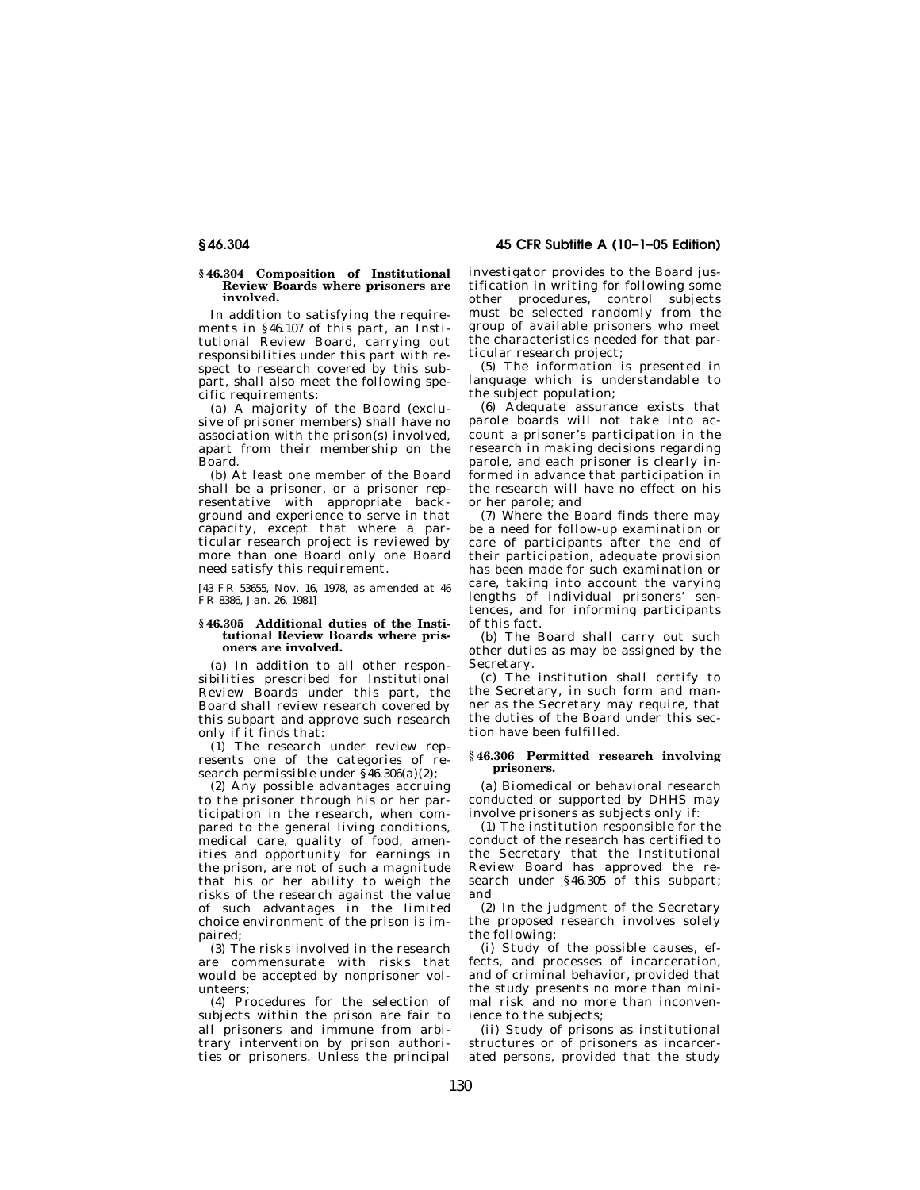**§ 46.304 Composition of Institutional Review Boards where prisoners are involved.**

In addition to satisfying the requirements in §46.107 of this part, an Institutional Review Board, carrying out responsibilities under this part with respect to research covered by this subpart, shall also meet the following specific requirements:

(a) A majority of the Board (exclusive of prisoner members) shall have no association with the prison(s) involved, apart from their membership on the Board.

(b) At least one member of the Board shall be a prisoner, or a prisoner representative with appropriate background and experience to serve in that capacity, except that where a particular research project is reviewed by more than one Board only one Board need satisfy this requirement.

[43 FR 53655, Nov. 16, 1978, as amended at 46 FR 8386, Jan. 26, 1981]

**§ 46.305 Additional duties of the Institutional Review Boards where prisoners are involved.**

(a) In addition to all other responsibilities prescribed for Institutional Review Boards under this part, the Board shall review research covered by this subpart and approve such research only if it finds that:

(1) The research under review represents one of the categories of research permissible under §46.306(a)(2);

(2) Any possible advantages accruing to the prisoner through his or her participation in the research, when compared to the general living conditions, medical care, quality of food, amenities and opportunity for earnings in the prison, are not of such a magnitude that his or her ability to weigh the risks of the research against the value of such advantages in the limited choice environment of the prison is impaired;

(3) The risks involved in the research are commensurate with risks that would be accepted by nonprisoner volunteers;

(4) Procedures for the selection of subjects within the prison are fair to all prisoners and immune from arbitrary intervention by prison authorities or prisoners. Unless the principal investigator provides to the Board justification in writing for following some other procedures, control subjects must be selected randomly from the group of available prisoners who meet the characteristics needed for that particular research project;

(5) The information is presented in language which is understandable to the subject population;

(6) Adequate assurance exists that parole boards will not take into account a prisoner's participation in the research in making decisions regarding parole, and each prisoner is clearly informed in advance that participation in the research will have no effect on his or her parole; and

(7) Where the Board finds there may be a need for follow-up examination or care of participants after the end of their participation, adequate provision has been made for such examination or care, taking into account the varying lengths of individual prisoners' sentences, and for informing participants of this fact.

(b) The Board shall carry out such other duties as may be assigned by the Secretary.

(c) The institution shall certify to the Secretary, in such form and manner as the Secretary may require, that the duties of the Board under this section have been fulfilled.

**§ 46.306 Permitted research involving prisoners.**

(a) Biomedical or behavioral research conducted or supported by DHHS may involve prisoners as subjects only if:

(1) The institution responsible for the conduct of the research has certified to the Secretary that the Institutional Review Board has approved the research under §46.305 of this subpart; and

(2) In the judgment of the Secretary the proposed research involves solely the following:

(i) Study of the possible causes, effects, and processes of incarceration, and of criminal behavior, provided that the study presents no more than minimal risk and no more than inconvenience to the subjects;

(ii) Study of prisons as institutional structures or of prisoners as incarcerated persons, provided that the study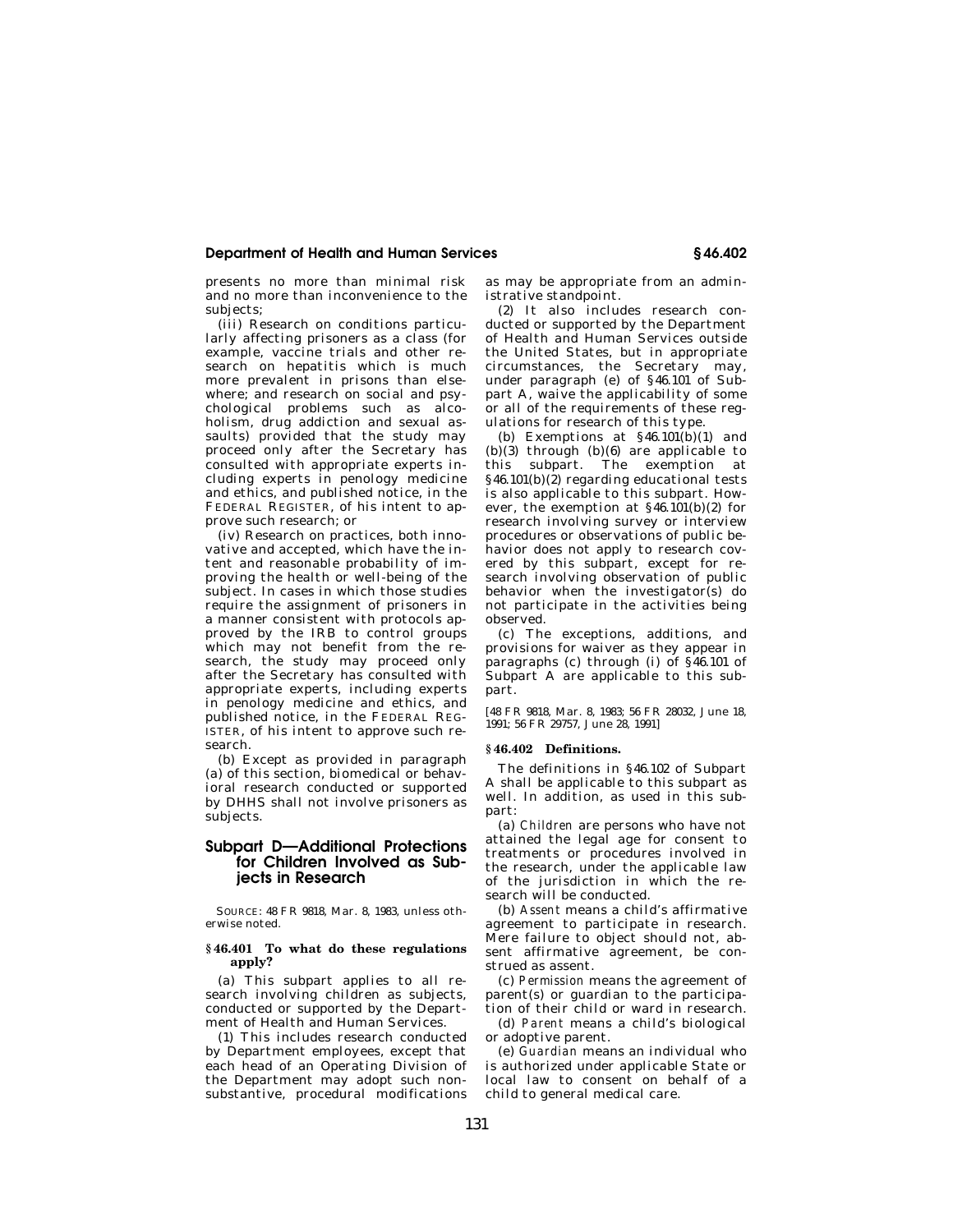presents no more than minimal risk and no more than inconvenience to the subjects;

(iii) Research on conditions particularly affecting prisoners as a class (for example, vaccine trials and other research on hepatitis which is much more prevalent in prisons than elsewhere; and research on social and psychological problems such as alcoholism, drug addiction and sexual assaults) provided that the study may proceed only after the Secretary has consulted with appropriate experts including experts in penology medicine and ethics, and published notice, in the FEDERAL REGISTER, of his intent to approve such research; or

(iv) Research on practices, both innovative and accepted, which have the intent and reasonable probability of improving the health or well-being of the subject. In cases in which those studies require the assignment of prisoners in a manner consistent with protocols approved by the IRB to control groups which may not benefit from the research, the study may proceed only after the Secretary has consulted with appropriate experts, including experts in penology medicine and ethics, and published notice, in the FEDERAL REGISTER, of his intent to approve such research.

(b) Except as provided in paragraph (a) of this section, biomedical or behavioral research conducted or supported by DHHS shall not involve prisoners as subjects.

## Subpart D—Additional Protections for Children Involved as Subjects in Research

SOURCE: 48 FR 9818, Mar. 8, 1983, unless otherwise noted.

### § 46.401 To what do these regulations apply?

(a) This subpart applies to all research involving children as subjects, conducted or supported by the Department of Health and Human Services.

(1) This includes research conducted by Department employees, except that each head of an Operating Division of the Department may adopt such nonsubstantive, procedural modifications as may be appropriate from an administrative standpoint.

(2) It also includes research conducted or supported by the Department of Health and Human Services outside the United States, but in appropriate circumstances, the Secretary may, under paragraph (e) of § 46.101 of Subpart A, waive the applicability of some or all of the requirements of these regulations for research of this type.

(b) Exemptions at § 46.101(b)(1) and (b)(3) through (b)(6) are applicable to this subpart. The exemption at § 46.101(b)(2) regarding educational tests is also applicable to this subpart. However, the exemption at § 46.101(b)(2) for research involving survey or interview procedures or observations of public behavior does not apply to research covered by this subpart, except for research involving observation of public behavior when the investigator(s) do not participate in the activities being observed.

(c) The exceptions, additions, and provisions for waiver as they appear in paragraphs (c) through (i) of § 46.101 of Subpart A are applicable to this subpart.

[48 FR 9818, Mar. 8, 1983; 56 FR 28032, June 18, 1991; 56 FR 29757, June 28, 1991]

### § 46.402 Definitions.

The definitions in § 46.102 of Subpart A shall be applicable to this subpart as well. In addition, as used in this subpart:

(a) *Children* are persons who have not attained the legal age for consent to treatments or procedures involved in the research, under the applicable law of the jurisdiction in which the research will be conducted.

(b) *Assent* means a child's affirmative agreement to participate in research. Mere failure to object should not, absent affirmative agreement, be construed as assent.

(c) *Permission* means the agreement of parent(s) or guardian to the participation of their child or ward in research.

(d) *Parent* means a child's biological or adoptive parent.

(e) *Guardian* means an individual who is authorized under applicable State or local law to consent on behalf of a child to general medical care.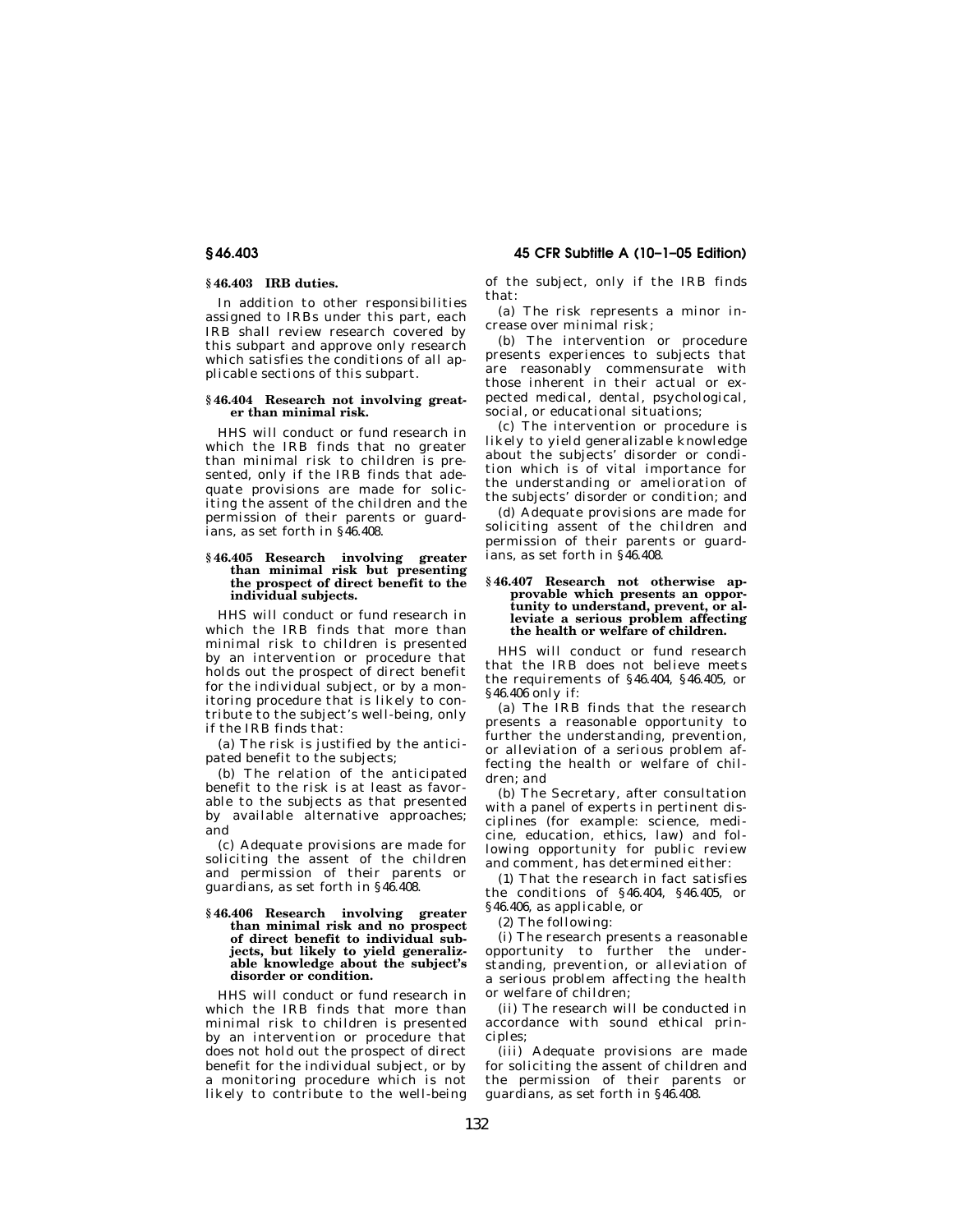### § 46.403 IRB duties.

In addition to other responsibilities assigned to IRBs under this part, each IRB shall review research covered by this subpart and approve only research which satisfies the conditions of all applicable sections of this subpart.

### § 46.404 Research not involving greater than minimal risk.

HHS will conduct or fund research in which the IRB finds that no greater than minimal risk to children is presented, only if the IRB finds that adequate provisions are made for soliciting the assent of the children and the permission of their parents or guardians, as set forth in §46.408.

### § 46.405 Research involving greater than minimal risk but presenting the prospect of direct benefit to the individual subjects.

HHS will conduct or fund research in which the IRB finds that more than minimal risk to children is presented by an intervention or procedure that holds out the prospect of direct benefit for the individual subject, or by a monitoring procedure that is likely to contribute to the subject's well-being, only if the IRB finds that:

(a) The risk is justified by the anticipated benefit to the subjects;

(b) The relation of the anticipated benefit to the risk is at least as favorable to the subjects as that presented by available alternative approaches; and

(c) Adequate provisions are made for soliciting the assent of the children and permission of their parents or guardians, as set forth in §46.408.

### § 46.406 Research involving greater than minimal risk and no prospect of direct benefit to individual subjects, but likely to yield generalizable knowledge about the subject's disorder or condition.

HHS will conduct or fund research in which the IRB finds that more than minimal risk to children is presented by an intervention or procedure that does not hold out the prospect of direct benefit for the individual subject, or by a monitoring procedure which is not likely to contribute to the well-being of the subject, only if the IRB finds that:

(a) The risk represents a minor increase over minimal risk;

(b) The intervention or procedure presents experiences to subjects that are reasonably commensurate with those inherent in their actual or expected medical, dental, psychological, social, or educational situations;

(c) The intervention or procedure is likely to yield generalizable knowledge about the subjects' disorder or condition which is of vital importance for the understanding or amelioration of the subjects' disorder or condition; and

(d) Adequate provisions are made for soliciting assent of the children and permission of their parents or guardians, as set forth in §46.408.

### § 46.407 Research not otherwise approvable which presents an opportunity to understand, prevent, or alleviate a serious problem affecting the health or welfare of children.

HHS will conduct or fund research that the IRB does not believe meets the requirements of §46.404, §46.405, or §46.406 only if:

(a) The IRB finds that the research presents a reasonable opportunity to further the understanding, prevention, or alleviation of a serious problem affecting the health or welfare of children; and

(b) The Secretary, after consultation with a panel of experts in pertinent disciplines (for example: science, medicine, education, ethics, law) and following opportunity for public review and comment, has determined either:

(1) That the research in fact satisfies the conditions of §46.404, §46.405, or §46.406, as applicable, or

(2) The following:

(i) The research presents a reasonable opportunity to further the understanding, prevention, or alleviation of a serious problem affecting the health or welfare of children;

(ii) The research will be conducted in accordance with sound ethical principles;

(iii) Adequate provisions are made for soliciting the assent of children and the permission of their parents or guardians, as set forth in §46.408.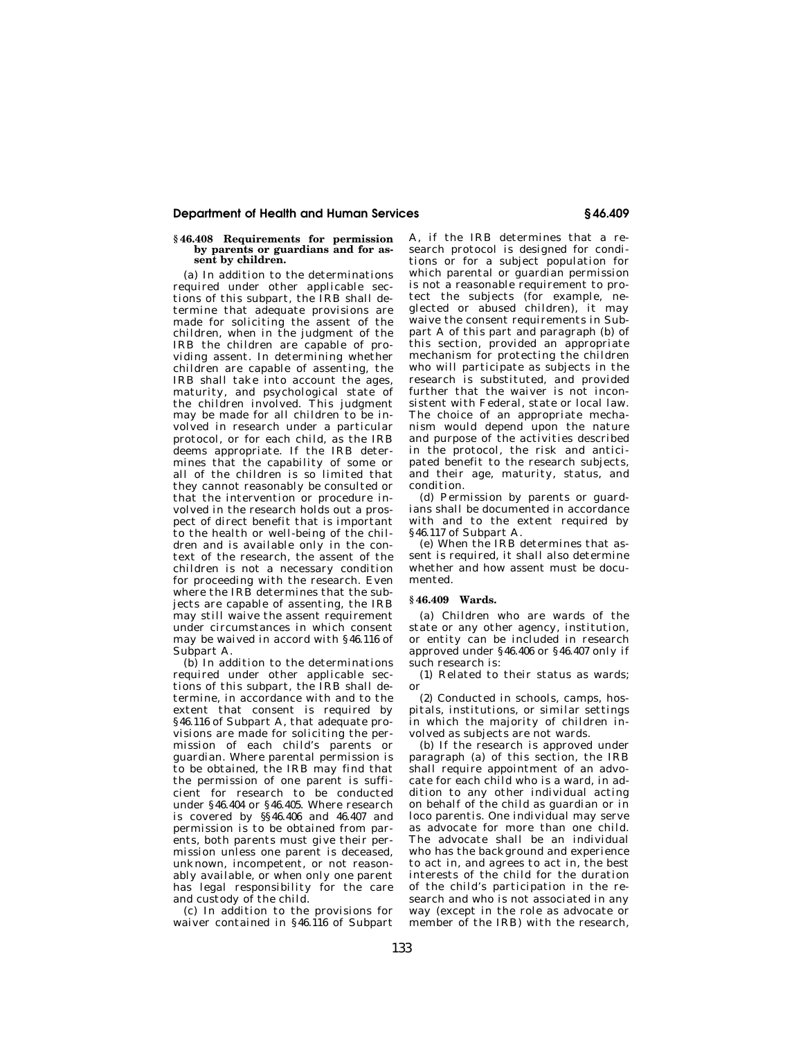**§ 46.408 Requirements for permission by parents or guardians and for assent by children.**

(a) In addition to the determinations required under other applicable sections of this subpart, the IRB shall determine that adequate provisions are made for soliciting the assent of the children, when in the judgment of the IRB the children are capable of providing assent. In determining whether children are capable of assenting, the IRB shall take into account the ages, maturity, and psychological state of the children involved. This judgment may be made for all children to be involved in research under a particular protocol, or for each child, as the IRB deems appropriate. If the IRB determines that the capability of some or all of the children is so limited that they cannot reasonably be consulted or that the intervention or procedure involved in the research holds out a prospect of direct benefit that is important to the health or well-being of the children and is available only in the context of the research, the assent of the children is not a necessary condition for proceeding with the research. Even where the IRB determines that the subjects are capable of assenting, the IRB may still waive the assent requirement under circumstances in which consent may be waived in accord with §46.116 of Subpart A.

(b) In addition to the determinations required under other applicable sections of this subpart, the IRB shall determine, in accordance with and to the extent that consent is required by §46.116 of Subpart A, that adequate provisions are made for soliciting the permission of each child's parents or guardian. Where parental permission is to be obtained, the IRB may find that the permission of one parent is sufficient for research to be conducted under §46.404 or §46.405. Where research is covered by §§46.406 and 46.407 and permission is to be obtained from parents, both parents must give their permission unless one parent is deceased, unknown, incompetent, or not reasonably available, or when only one parent has legal responsibility for the care and custody of the child.

(c) In addition to the provisions for waiver contained in §46.116 of Subpart A, if the IRB determines that a research protocol is designed for conditions or for a subject population for which parental or guardian permission is not a reasonable requirement to protect the subjects (for example, neglected or abused children), it may waive the consent requirements in Subpart A of this part and paragraph (b) of this section, provided an appropriate mechanism for protecting the children who will participate as subjects in the research is substituted, and provided further that the waiver is not inconsistent with Federal, state or local law. The choice of an appropriate mechanism would depend upon the nature and purpose of the activities described in the protocol, the risk and anticipated benefit to the research subjects, and their age, maturity, status, and condition.

(d) Permission by parents or guardians shall be documented in accordance with and to the extent required by §46.117 of Subpart A.

(e) When the IRB determines that assent is required, it shall also determine whether and how assent must be documented.

**§ 46.409 Wards.**

(a) Children who are wards of the state or any other agency, institution, or entity can be included in research approved under §46.406 or §46.407 only if such research is:

(1) Related to their status as wards; or

(2) Conducted in schools, camps, hospitals, institutions, or similar settings in which the majority of children involved as subjects are not wards.

(b) If the research is approved under paragraph (a) of this section, the IRB shall require appointment of an advocate for each child who is a ward, in addition to any other individual acting on behalf of the child as guardian or in loco parentis. One individual may serve as advocate for more than one child. The advocate shall be an individual who has the background and experience to act in, and agrees to act in, the best interests of the child for the duration of the child's participation in the research and who is not associated in any way (except in the role as advocate or member of the IRB) with the research,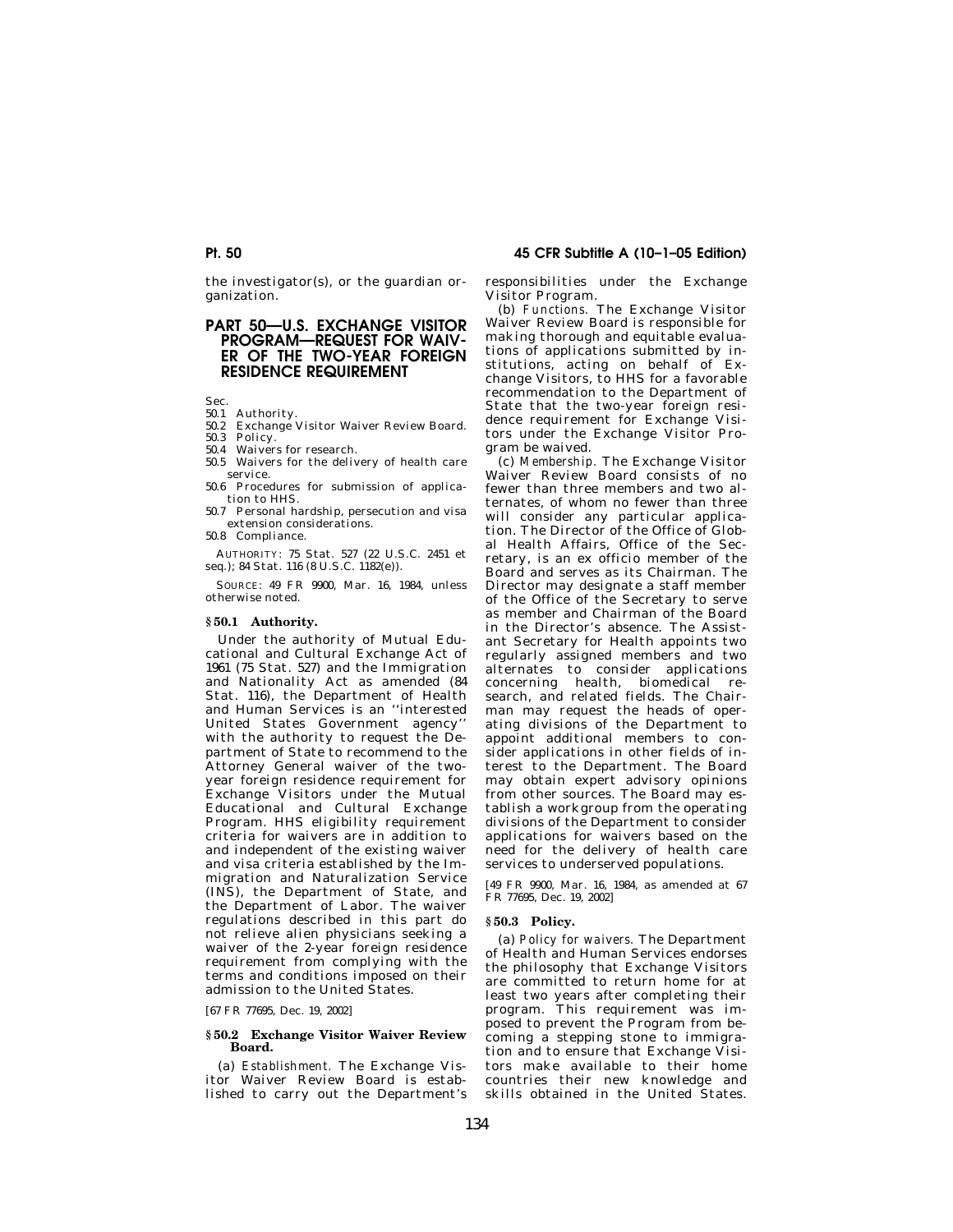the investigator(s), or the guardian organization.

## PART 50—U.S. EXCHANGE VISITOR PROGRAM—REQUEST FOR WAIVER OF THE TWO-YEAR FOREIGN RESIDENCE REQUIREMENT

Sec.
- 50.1 Authority.
- 50.2 Exchange Visitor Waiver Review Board.
- 50.3 Policy.
- 50.4 Waivers for research.
- 50.5 Waivers for the delivery of health care service.
- 50.6 Procedures for submission of application to HHS.
- 50.7 Personal hardship, persecution and visa extension considerations.
- 50.8 Compliance.

AUTHORITY: 75 Stat. 527 (22 U.S.C. 2451 et seq.); 84 Stat. 116 (8 U.S.C. 1182(e)).

SOURCE: 49 FR 9900, Mar. 16, 1984, unless otherwise noted.

### § 50.1 Authority.

Under the authority of Mutual Educational and Cultural Exchange Act of 1961 (75 Stat. 527) and the Immigration and Nationality Act as amended (84 Stat. 116), the Department of Health and Human Services is an ''interested United States Government agency'' with the authority to request the Department of State to recommend to the Attorney General waiver of the two-year foreign residence requirement for Exchange Visitors under the Mutual Educational and Cultural Exchange Program. HHS eligibility requirement criteria for waivers are in addition to and independent of the existing waiver and visa criteria established by the Immigration and Naturalization Service (INS), the Department of State, and the Department of Labor. The waiver regulations described in this part do not relieve alien physicians seeking a waiver of the 2-year foreign residence requirement from complying with the terms and conditions imposed on their admission to the United States.

[67 FR 77695, Dec. 19, 2002]

### § 50.2 Exchange Visitor Waiver Review Board.

(a) *Establishment.* The Exchange Visitor Waiver Review Board is established to carry out the Department's responsibilities under the Exchange Visitor Program.

(b) *Functions.* The Exchange Visitor Waiver Review Board is responsible for making thorough and equitable evaluations of applications submitted by institutions, acting on behalf of Exchange Visitors, to HHS for a favorable recommendation to the Department of State that the two-year foreign residence requirement for Exchange Visitors under the Exchange Visitor Program be waived.

(c) *Membership.* The Exchange Visitor Waiver Review Board consists of no fewer than three members and two alternates, of whom no fewer than three will consider any particular application. The Director of the Office of Global Health Affairs, Office of the Secretary, is an ex officio member of the Board and serves as its Chairman. The Director may designate a staff member of the Office of the Secretary to serve as member and Chairman of the Board in the Director's absence. The Assistant Secretary for Health appoints two regularly assigned members and two alternates to consider applications concerning health, biomedical research, and related fields. The Chairman may request the heads of operating divisions of the Department to appoint additional members to consider applications in other fields of interest to the Department. The Board may obtain expert advisory opinions from other sources. The Board may establish a workgroup from the operating divisions of the Department to consider applications for waivers based on the need for the delivery of health care services to underserved populations.

[49 FR 9900, Mar. 16, 1984, as amended at 67 FR 77695, Dec. 19, 2002]

### § 50.3 Policy.

(a) *Policy for waivers.* The Department of Health and Human Services endorses the philosophy that Exchange Visitors are committed to return home for at least two years after completing their program. This requirement was imposed to prevent the Program from becoming a stepping stone to immigration and to ensure that Exchange Visitors make available to their home countries their new knowledge and skills obtained in the United States.